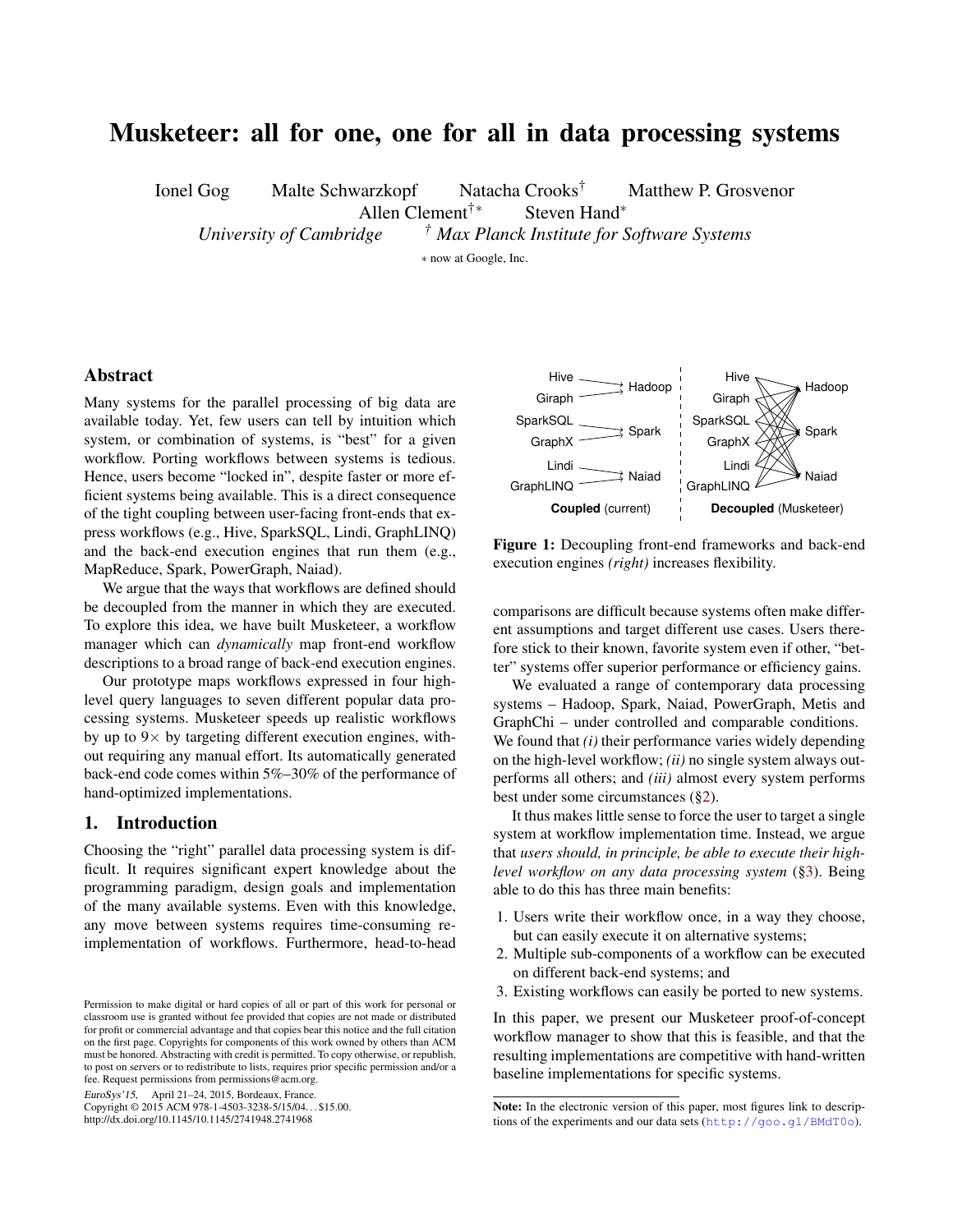# Musketeer: all for one, one for all in data processing systems

Ionel Gog  Malte Schwarzkopf  Natacha Crooks[†]  Matthew P. Grosvenor  
Allen Clement[†*]  Steven Hand[*]  
*University of Cambridge*  [†] *Max Planck Institute for Software Systems*  
[*] now at Google, Inc.

## Abstract

Many systems for the parallel processing of big data are available today. Yet, few users can tell by intuition which system, or combination of systems, is "best" for a given workflow. Porting workflows between systems is tedious. Hence, users become "locked in", despite faster or more efficient systems being available. This is a direct consequence of the tight coupling between user-facing front-ends that express workflows (e.g., Hive, SparkSQL, Lindi, GraphLINQ) and the back-end execution engines that run them (e.g., MapReduce, Spark, PowerGraph, Naiad).

We argue that the ways that workflows are defined should be decoupled from the manner in which they are executed. To explore this idea, we have built Musketeer, a workflow manager which can *dynamically* map front-end workflow descriptions to a broad range of back-end execution engines.

Our prototype maps workflows expressed in four high-level query languages to seven different popular data processing systems. Musketeer speeds up realistic workflows by up to 9× by targeting different execution engines, without requiring any manual effort. Its automatically generated back-end code comes within 5%–30% of the performance of hand-optimized implementations.

## 1. Introduction

Choosing the "right" parallel data processing system is difficult. It requires significant expert knowledge about the programming paradigm, design goals and implementation of the many available systems. Even with this knowledge, any move between systems requires time-consuming re-implementation of workflows. Furthermore, head-to-head comparisons are difficult because systems often make different assumptions and target different use cases. Users therefore stick to their known, favorite system even if other, "better" systems offer superior performance or efficiency gains.

Permission to make digital or hard copies of all or part of this work for personal or classroom use is granted without fee provided that copies are not made or distributed for profit or commercial advantage and that copies bear this notice and the full citation on the first page. Copyrights for components of this work owned by others than ACM must be honored. Abstracting with credit is permitted. To copy otherwise, or republish, to post on servers or to redistribute to lists, requires prior specific permission and/or a fee. Request permissions from permissions@acm.org.

*EuroSys'15*, April 21–24, 2015, Bordeaux, France.  
Copyright © 2015 ACM 978-1-4503-3238-5/15/04…$15.00.  
http://dx.doi.org/10.1145/10.1145/2741948.2741968

| Coupled (current) | | Decoupled (Musketeer) | |
|---|---|---|---|
| Hive, Giraph | → Hadoop | Hive, Giraph, SparkSQL, GraphX, Lindi, GraphLINQ | → Hadoop, Spark, Naiad |
| SparkSQL, GraphX | → Spark | | |
| Lindi, GraphLINQ | → Naiad | | |

**Figure 1:** Decoupling front-end frameworks and back-end execution engines *(right)* increases flexibility.

We evaluated a range of contemporary data processing systems – Hadoop, Spark, Naiad, PowerGraph, Metis and GraphChi – under controlled and comparable conditions. We found that *(i)* their performance varies widely depending on the high-level workflow; *(ii)* no single system always outperforms all others; and *(iii)* almost every system performs best under some circumstances (§2).

It thus makes little sense to force the user to target a single system at workflow implementation time. Instead, we argue that *users should, in principle, be able to execute their high-level workflow on any data processing system* (§3). Being able to do this has three main benefits:

1. Users write their workflow once, in a way they choose, but can easily execute it on alternative systems;
2. Multiple sub-components of a workflow can be executed on different back-end systems; and
3. Existing workflows can easily be ported to new systems.

In this paper, we present our Musketeer proof-of-concept workflow manager to show that this is feasible, and that the resulting implementations are competitive with hand-written baseline implementations for specific systems.

**Note:** In the electronic version of this paper, most figures link to descriptions of the experiments and our data sets (http://goo.gl/BMdT0o).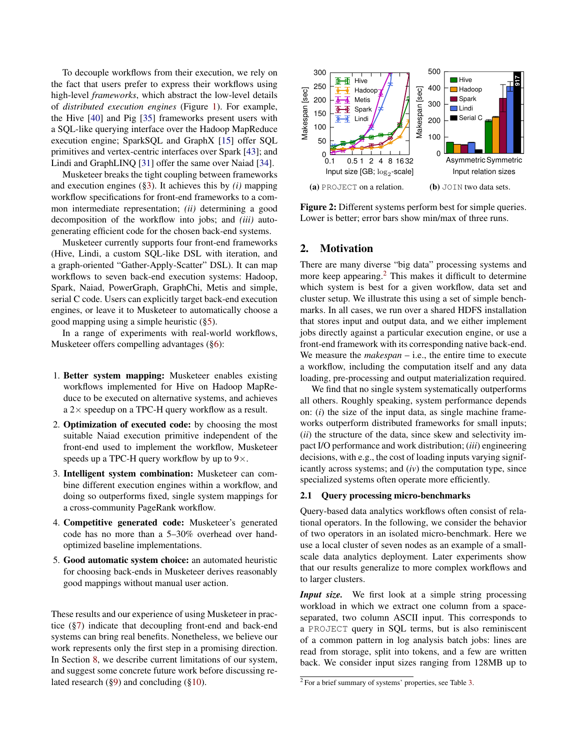To decouple workflows from their execution, we rely on the fact that users prefer to express their workflows using high-level *frameworks*, which abstract the low-level details of *distributed execution engines* (Figure 1). For example, the Hive [40] and Pig [35] frameworks present users with a SQL-like querying interface over the Hadoop MapReduce execution engine; SparkSQL and GraphX [15] offer SQL primitives and vertex-centric interfaces over Spark [43]; and Lindi and GraphLINQ [31] offer the same over Naiad [34].

Musketeer breaks the tight coupling between frameworks and execution engines (§3). It achieves this by *(i)* mapping workflow specifications for front-end frameworks to a common intermediate representation; *(ii)* determining a good decomposition of the workflow into jobs; and *(iii)* auto-generating efficient code for the chosen back-end systems.

Musketeer currently supports four front-end frameworks (Hive, Lindi, a custom SQL-like DSL with iteration, and a graph-oriented "Gather-Apply-Scatter" DSL). It can map workflows to seven back-end execution systems: Hadoop, Spark, Naiad, PowerGraph, GraphChi, Metis and simple, serial C code. Users can explicitly target back-end execution engines, or leave it to Musketeer to automatically choose a good mapping using a simple heuristic (§5).

In a range of experiments with real-world workflows, Musketeer offers compelling advantages (§6):

1. **Better system mapping:** Musketeer enables existing workflows implemented for Hive on Hadoop MapReduce to be executed on alternative systems, and achieves a 2× speedup on a TPC-H query workflow as a result.
2. **Optimization of executed code:** by choosing the most suitable Naiad execution primitive independent of the front-end used to implement the workflow, Musketeer speeds up a TPC-H query workflow by up to 9×.
3. **Intelligent system combination:** Musketeer can combine different execution engines within a workflow, and doing so outperforms fixed, single system mappings for a cross-community PageRank workflow.
4. **Competitive generated code:** Musketeer's generated code has no more than a 5–30% overhead over hand-optimized baseline implementations.
5. **Good automatic system choice:** an automated heuristic for choosing back-ends in Musketeer derives reasonably good mappings without manual user action.

These results and our experience of using Musketeer in practice (§7) indicate that decoupling front-end and back-end systems can bring real benefits. Nonetheless, we believe our work represents only the first step in a promising direction. In Section 8, we describe current limitations of our system, and suggest some concrete future work before discussing related research (§9) and concluding (§10).

(a) PROJECT on a relation. (b) JOIN two data sets.

**Figure 2:** Different systems perform best for simple queries. Lower is better; error bars show min/max of three runs.

## 2. Motivation

There are many diverse "big data" processing systems and more keep appearing.[2] This makes it difficult to determine which system is best for a given workflow, data set and cluster setup. We illustrate this using a set of simple benchmarks. In all cases, we run over a shared HDFS installation that stores input and output data, and we either implement jobs directly against a particular execution engine, or use a front-end framework with its corresponding native back-end. We measure the *makespan* – i.e., the entire time to execute a workflow, including the computation itself and any data loading, pre-processing and output materialization required.

We find that no single system systematically outperforms all others. Roughly speaking, system performance depends on: (*i*) the size of the input data, as single machine frameworks outperform distributed frameworks for small inputs; (*ii*) the structure of the data, since skew and selectivity impact I/O performance and work distribution; (*iii*) engineering decisions, with e.g., the cost of loading inputs varying significantly across systems; and (*iv*) the computation type, since specialized systems often operate more efficiently.

### 2.1 Query processing micro-benchmarks

Query-based data analytics workflows often consist of relational operators. In the following, we consider the behavior of two operators in an isolated micro-benchmark. Here we use a local cluster of seven nodes as an example of a small-scale data analytics deployment. Later experiments show that our results generalize to more complex workflows and to larger clusters.

***Input size.*** We first look at a simple string processing workload in which we extract one column from a space-separated, two column ASCII input. This corresponds to a PROJECT query in SQL terms, but is also reminiscent of a common pattern in log analysis batch jobs: lines are read from storage, split into tokens, and a few are written back. We consider input sizes ranging from 128MB up to

[2] For a brief summary of systems' properties, see Table 3.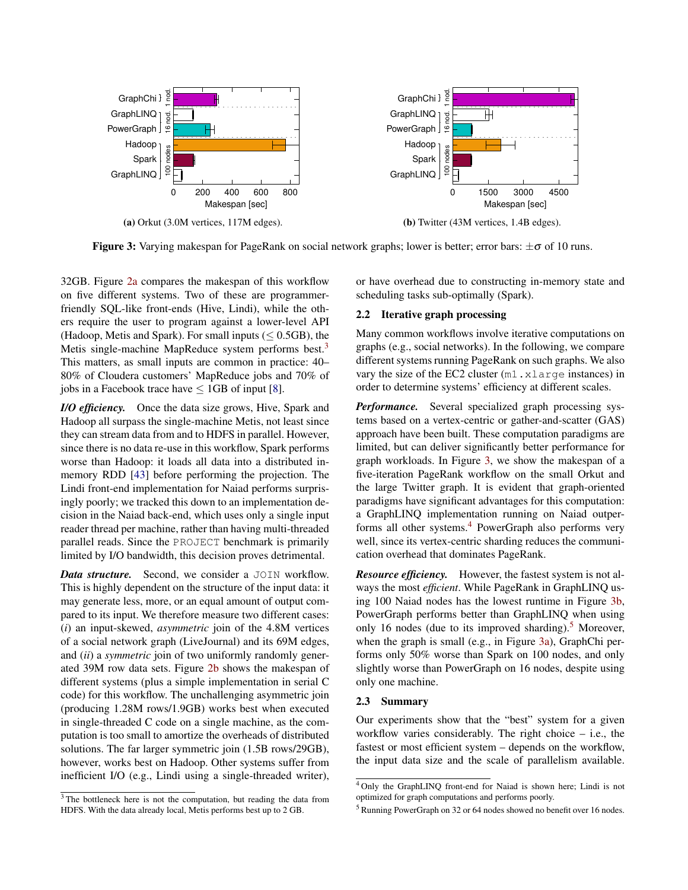(a) Orkut (3.0M vertices, 117M edges).

(b) Twitter (43M vertices, 1.4B edges).

**Figure 3:** Varying makespan for PageRank on social network graphs; lower is better; error bars: $\pm\sigma$ of 10 runs.

32GB. Figure 2a compares the makespan of this workflow on five different systems. Two of these are programmer-friendly SQL-like front-ends (Hive, Lindi), while the others require the user to program against a lower-level API (Hadoop, Metis and Spark). For small inputs ($\leq$ 0.5GB), the Metis single-machine MapReduce system performs best.[3] This matters, as small inputs are common in practice: 40–80% of Cloudera customers' MapReduce jobs and 70% of jobs in a Facebook trace have $\leq$ 1GB of input [8].

***I/O efficiency.*** Once the data size grows, Hive, Spark and Hadoop all surpass the single-machine Metis, not least since they can stream data from and to HDFS in parallel. However, since there is no data re-use in this workflow, Spark performs worse than Hadoop: it loads all data into a distributed in-memory RDD [43] before performing the projection. The Lindi front-end implementation for Naiad performs surprisingly poorly; we tracked this down to an implementation decision in the Naiad back-end, which uses only a single input reader thread per machine, rather than having multi-threaded parallel reads. Since the `PROJECT` benchmark is primarily limited by I/O bandwidth, this decision proves detrimental.

***Data structure.*** Second, we consider a `JOIN` workflow. This is highly dependent on the structure of the input data: it may generate less, more, or an equal amount of output compared to its input. We therefore measure two different cases: (*i*) an input-skewed, *asymmetric* join of the 4.8M vertices of a social network graph (LiveJournal) and its 69M edges, and (*ii*) a *symmetric* join of two uniformly randomly generated 39M row data sets. Figure 2b shows the makespan of different systems (plus a simple implementation in serial C code) for this workflow. The unchallenging asymmetric join (producing 1.28M rows/1.9GB) works best when executed in single-threaded C code on a single machine, as the computation is too small to amortize the overheads of distributed solutions. The far larger symmetric join (1.5B rows/29GB), however, works best on Hadoop. Other systems suffer from inefficient I/O (e.g., Lindi using a single-threaded writer), or have overhead due to constructing in-memory state and scheduling tasks sub-optimally (Spark).

### 2.2 Iterative graph processing

Many common workflows involve iterative computations on graphs (e.g., social networks). In the following, we compare different systems running PageRank on such graphs. We also vary the size of the EC2 cluster (`m1.xlarge` instances) in order to determine systems' efficiency at different scales.

***Performance.*** Several specialized graph processing systems based on a vertex-centric or gather-and-scatter (GAS) approach have been built. These computation paradigms are limited, but can deliver significantly better performance for graph workloads. In Figure 3, we show the makespan of a five-iteration PageRank workflow on the small Orkut and the large Twitter graph. It is evident that graph-oriented paradigms have significant advantages for this computation: a GraphLINQ implementation running on Naiad outperforms all other systems.[4] PowerGraph also performs very well, since its vertex-centric sharding reduces the communication overhead that dominates PageRank.

***Resource efficiency.*** However, the fastest system is not always the most *efficient*. While PageRank in GraphLINQ using 100 Naiad nodes has the lowest runtime in Figure 3b, PowerGraph performs better than GraphLINQ when using only 16 nodes (due to its improved sharding).[5] Moreover, when the graph is small (e.g., in Figure 3a), GraphChi performs only 50% worse than Spark on 100 nodes, and only slightly worse than PowerGraph on 16 nodes, despite using only one machine.

### 2.3 Summary

Our experiments show that the "best" system for a given workflow varies considerably. The right choice – i.e., the fastest or most efficient system – depends on the workflow, the input data size and the scale of parallelism available.

[3] The bottleneck here is not the computation, but reading the data from HDFS. With the data already local, Metis performs best up to 2 GB.

[4] Only the GraphLINQ front-end for Naiad is shown here; Lindi is not optimized for graph computations and performs poorly.

[5] Running PowerGraph on 32 or 64 nodes showed no benefit over 16 nodes.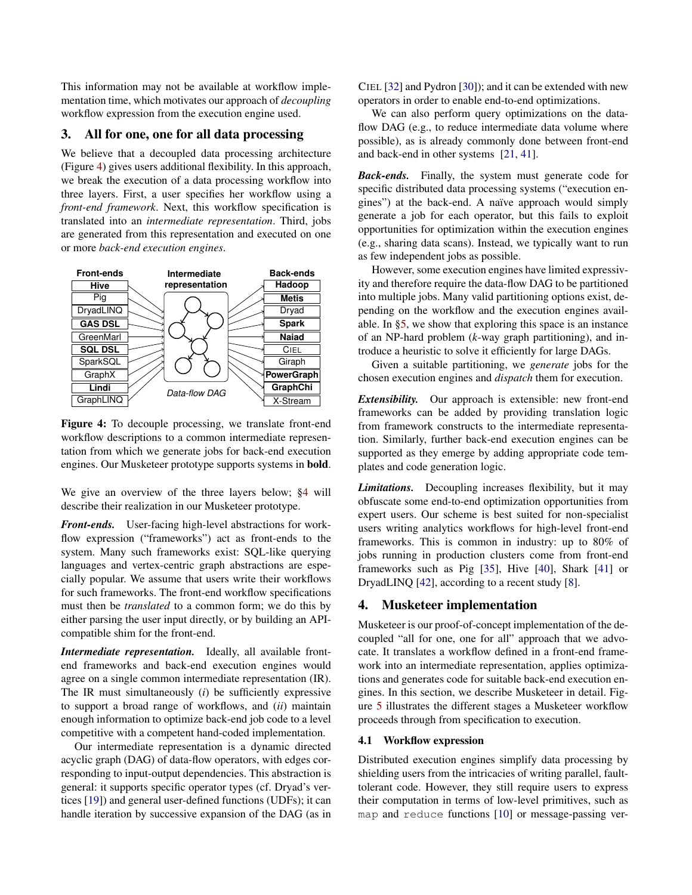This information may not be available at workflow implementation time, which motivates our approach of *decoupling* workflow expression from the execution engine used.

## 3. All for one, one for all data processing

We believe that a decoupled data processing architecture (Figure 4) gives users additional flexibility. In this approach, we break the execution of a data processing workflow into three layers. First, a user specifies her workflow using a *front-end framework*. Next, this workflow specification is translated into an *intermediate representation*. Third, jobs are generated from this representation and executed on one or more *back-end execution engines*.

**Figure 4:** To decouple processing, we translate front-end workflow descriptions to a common intermediate representation from which we generate jobs for back-end execution engines. Our Musketeer prototype supports systems in **bold**.

We give an overview of the three layers below; §4 will describe their realization in our Musketeer prototype.

***Front-ends.*** User-facing high-level abstractions for workflow expression ("frameworks") act as front-ends to the system. Many such frameworks exist: SQL-like querying languages and vertex-centric graph abstractions are especially popular. We assume that users write their workflows for such frameworks. The front-end workflow specifications must then be *translated* to a common form; we do this by either parsing the user input directly, or by building an API-compatible shim for the front-end.

***Intermediate representation.*** Ideally, all available front-end frameworks and back-end execution engines would agree on a single common intermediate representation (IR). The IR must simultaneously (*i*) be sufficiently expressive to support a broad range of workflows, and (*ii*) maintain enough information to optimize back-end job code to a level competitive with a competent hand-coded implementation.

Our intermediate representation is a dynamic directed acyclic graph (DAG) of data-flow operators, with edges corresponding to input-output dependencies. This abstraction is general: it supports specific operator types (cf. Dryad's vertices [19]) and general user-defined functions (UDFs); it can handle iteration by successive expansion of the DAG (as in CIEL [32] and Pydron [30]); and it can be extended with new operators in order to enable end-to-end optimizations.

We can also perform query optimizations on the data-flow DAG (e.g., to reduce intermediate data volume where possible), as is already commonly done between front-end and back-end in other systems [21, 41].

***Back-ends.*** Finally, the system must generate code for specific distributed data processing systems ("execution engines") at the back-end. A naïve approach would simply generate a job for each operator, but this fails to exploit opportunities for optimization within the execution engines (e.g., sharing data scans). Instead, we typically want to run as few independent jobs as possible.

However, some execution engines have limited expressivity and therefore require the data-flow DAG to be partitioned into multiple jobs. Many valid partitioning options exist, depending on the workflow and the execution engines available. In §5, we show that exploring this space is an instance of an NP-hard problem ($k$-way graph partitioning), and introduce a heuristic to solve it efficiently for large DAGs.

Given a suitable partitioning, we *generate* jobs for the chosen execution engines and *dispatch* them for execution.

***Extensibility.*** Our approach is extensible: new front-end frameworks can be added by providing translation logic from framework constructs to the intermediate representation. Similarly, further back-end execution engines can be supported as they emerge by adding appropriate code templates and code generation logic.

***Limitations.*** Decoupling increases flexibility, but it may obfuscate some end-to-end optimization opportunities from expert users. Our scheme is best suited for non-specialist users writing analytics workflows for high-level front-end frameworks. This is common in industry: up to 80% of jobs running in production clusters come from front-end frameworks such as Pig [35], Hive [40], Shark [41] or DryadLINQ [42], according to a recent study [8].

## 4. Musketeer implementation

Musketeer is our proof-of-concept implementation of the decoupled "all for one, one for all" approach that we advocate. It translates a workflow defined in a front-end framework into an intermediate representation, applies optimizations and generates code for suitable back-end execution engines. In this section, we describe Musketeer in detail. Figure 5 illustrates the different stages a Musketeer workflow proceeds through from specification to execution.

### 4.1 Workflow expression

Distributed execution engines simplify data processing by shielding users from the intricacies of writing parallel, fault-tolerant code. However, they still require users to express their computation in terms of low-level primitives, such as `map` and `reduce` functions [10] or message-passing ver-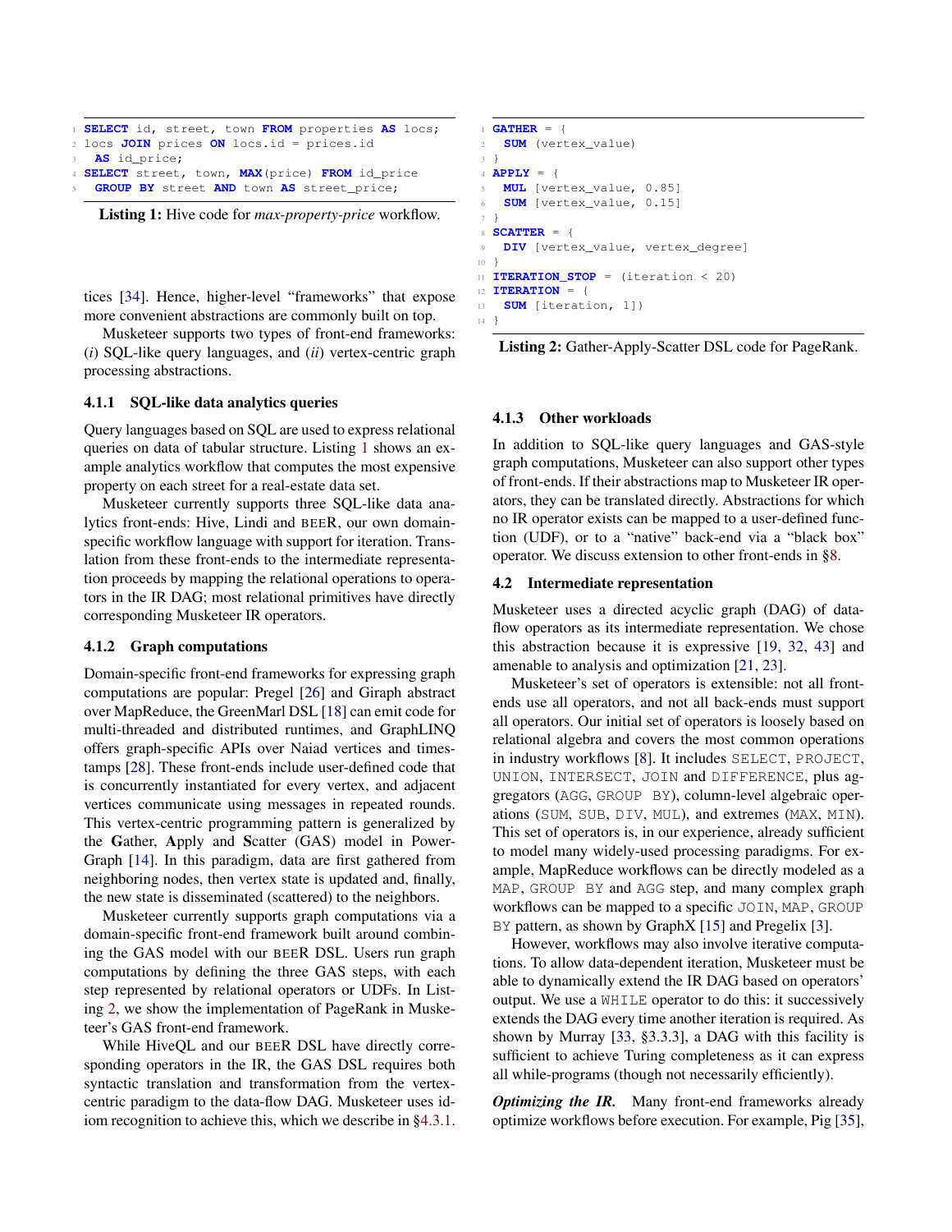```
SELECT id, street, town FROM properties AS locs;
locs JOIN prices ON locs.id = prices.id
  AS id_price;
SELECT street, town, MAX(price) FROM id_price
  GROUP BY street AND town AS street_price;
```

**Listing 1:** Hive code for *max-property-price* workflow.

tices [34]. Hence, higher-level "frameworks" that expose more convenient abstractions are commonly built on top.

Musketeer supports two types of front-end frameworks: (*i*) SQL-like query languages, and (*ii*) vertex-centric graph processing abstractions.

### 4.1.1 SQL-like data analytics queries

Query languages based on SQL are used to express relational queries on data of tabular structure. Listing 1 shows an example analytics workflow that computes the most expensive property on each street for a real-estate data set.

Musketeer currently supports three SQL-like data analytics front-ends: Hive, Lindi and BEER, our own domain-specific workflow language with support for iteration. Translation from these front-ends to the intermediate representation proceeds by mapping the relational operations to operators in the IR DAG; most relational primitives have directly corresponding Musketeer IR operators.

### 4.1.2 Graph computations

Domain-specific front-end frameworks for expressing graph computations are popular: Pregel [26] and Giraph abstract over MapReduce, the GreenMarl DSL [18] can emit code for multi-threaded and distributed runtimes, and GraphLINQ offers graph-specific APIs over Naiad vertices and timestamps [28]. These front-ends include user-defined code that is concurrently instantiated for every vertex, and adjacent vertices communicate using messages in repeated rounds. This vertex-centric programming pattern is generalized by the **G**ather, **A**pply and **S**catter (GAS) model in PowerGraph [14]. In this paradigm, data are first gathered from neighboring nodes, then vertex state is updated and, finally, the new state is disseminated (scattered) to the neighbors.

Musketeer currently supports graph computations via a domain-specific front-end framework built around combining the GAS model with our BEER DSL. Users run graph computations by defining the three GAS steps, with each step represented by relational operators or UDFs. In Listing 2, we show the implementation of PageRank in Musketeer's GAS front-end framework.

While HiveQL and our BEER DSL have directly corresponding operators in the IR, the GAS DSL requires both syntactic translation and transformation from the vertex-centric paradigm to the data-flow DAG. Musketeer uses idiom recognition to achieve this, which we describe in §4.3.1.

```
GATHER = {
  SUM (vertex_value)
}
APPLY = {
  MUL [vertex_value, 0.85]
  SUM [vertex_value, 0.15]
}
SCATTER = {
  DIV [vertex_value, vertex_degree]
}
ITERATION_STOP = (iteration < 20)
ITERATION = {
  SUM [iteration, 1])
}
```

**Listing 2:** Gather-Apply-Scatter DSL code for PageRank.

### 4.1.3 Other workloads

In addition to SQL-like query languages and GAS-style graph computations, Musketeer can also support other types of front-ends. If their abstractions map to Musketeer IR operators, they can be translated directly. Abstractions for which no IR operator exists can be mapped to a user-defined function (UDF), or to a "native" back-end via a "black box" operator. We discuss extension to other front-ends in §8.

## 4.2 Intermediate representation

Musketeer uses a directed acyclic graph (DAG) of data-flow operators as its intermediate representation. We chose this abstraction because it is expressive [19, 32, 43] and amenable to analysis and optimization [21, 23].

Musketeer's set of operators is extensible: not all front-ends use all operators, and not all back-ends must support all operators. Our initial set of operators is loosely based on relational algebra and covers the most common operations in industry workflows [8]. It includes SELECT, PROJECT, UNION, INTERSECT, JOIN and DIFFERENCE, plus aggregators (AGG, GROUP BY), column-level algebraic operations (SUM, SUB, DIV, MUL), and extremes (MAX, MIN). This set of operators is, in our experience, already sufficient to model many widely-used processing paradigms. For example, MapReduce workflows can be directly modeled as a MAP, GROUP BY and AGG step, and many complex graph workflows can be mapped to a specific JOIN, MAP, GROUP BY pattern, as shown by GraphX [15] and Pregelix [3].

However, workflows may also involve iterative computations. To allow data-dependent iteration, Musketeer must be able to dynamically extend the IR DAG based on operators' output. We use a WHILE operator to do this: it successively extends the DAG every time another iteration is required. As shown by Murray [33, §3.3.3], a DAG with this facility is sufficient to achieve Turing completeness as it can express all while-programs (though not necessarily efficiently).

***Optimizing the IR.*** Many front-end frameworks already optimize workflows before execution. For example, Pig [35],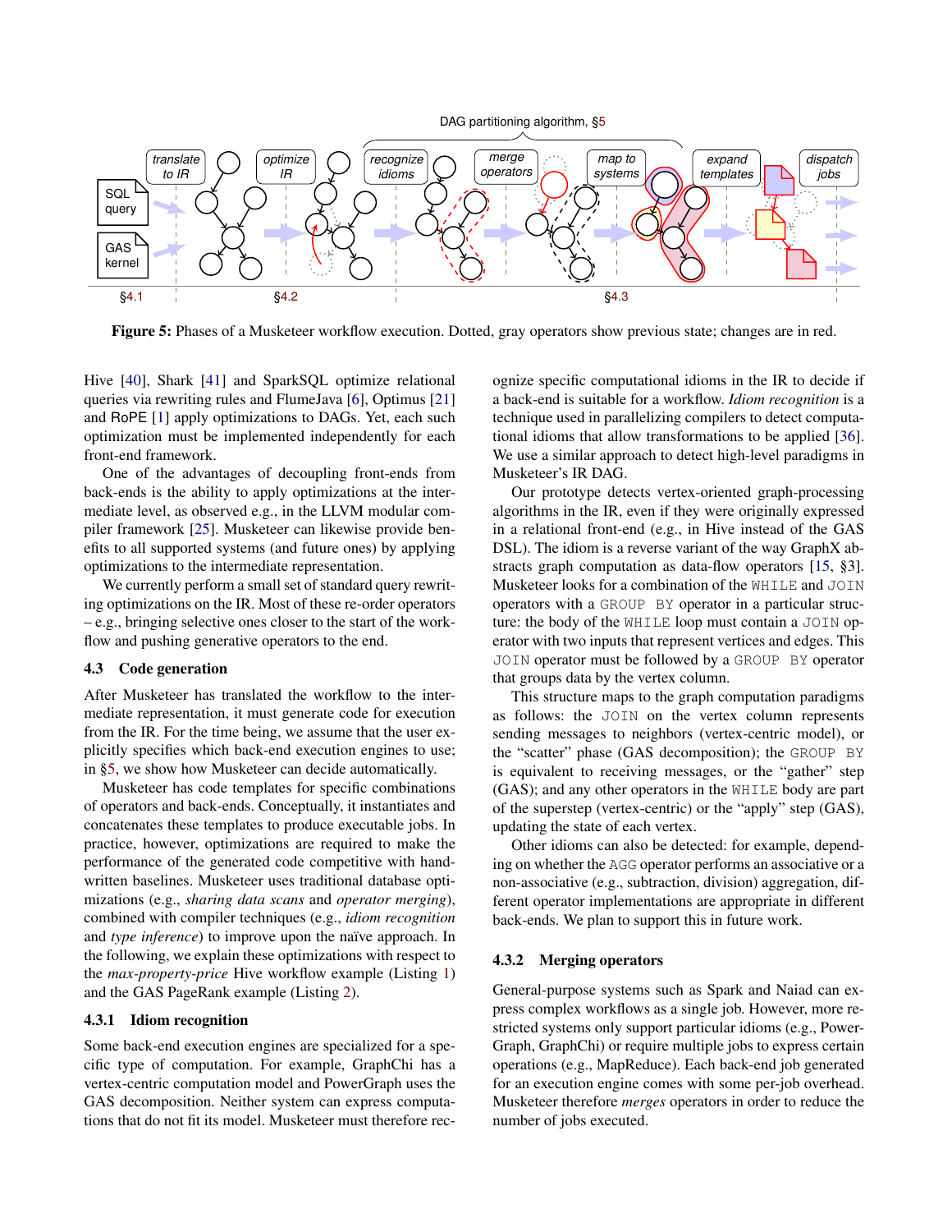DAG partitioning algorithm, §5

translate to IR

optimize IR

recognize idioms

merge operators

map to systems

expand templates

dispatch jobs

SQL query

GAS kernel

§4.1

§4.2

§4.3

**Figure 5:** Phases of a Musketeer workflow execution. Dotted, gray operators show previous state; changes are in red.

Hive [40], Shark [41] and SparkSQL optimize relational queries via rewriting rules and FlumeJava [6], Optimus [21] and RoPE [1] apply optimizations to DAGs. Yet, each such optimization must be implemented independently for each front-end framework.

One of the advantages of decoupling front-ends from back-ends is the ability to apply optimizations at the intermediate level, as observed e.g., in the LLVM modular compiler framework [25]. Musketeer can likewise provide benefits to all supported systems (and future ones) by applying optimizations to the intermediate representation.

We currently perform a small set of standard query rewriting optimizations on the IR. Most of these re-order operators – e.g., bringing selective ones closer to the start of the workflow and pushing generative operators to the end.

### 4.3 Code generation

After Musketeer has translated the workflow to the intermediate representation, it must generate code for execution from the IR. For the time being, we assume that the user explicitly specifies which back-end execution engines to use; in §5, we show how Musketeer can decide automatically.

Musketeer has code templates for specific combinations of operators and back-ends. Conceptually, it instantiates and concatenates these templates to produce executable jobs. In practice, however, optimizations are required to make the performance of the generated code competitive with hand-written baselines. Musketeer uses traditional database optimizations (e.g., *sharing data scans* and *operator merging*), combined with compiler techniques (e.g., *idiom recognition* and *type inference*) to improve upon the naïve approach. In the following, we explain these optimizations with respect to the *max-property-price* Hive workflow example (Listing 1) and the GAS PageRank example (Listing 2).

#### 4.3.1 Idiom recognition

Some back-end execution engines are specialized for a specific type of computation. For example, GraphChi has a vertex-centric computation model and PowerGraph uses the GAS decomposition. Neither system can express computations that do not fit its model. Musketeer must therefore recognize specific computational idioms in the IR to decide if a back-end is suitable for a workflow. *Idiom recognition* is a technique used in parallelizing compilers to detect computational idioms that allow transformations to be applied [36]. We use a similar approach to detect high-level paradigms in Musketeer's IR DAG.

Our prototype detects vertex-oriented graph-processing algorithms in the IR, even if they were originally expressed in a relational front-end (e.g., in Hive instead of the GAS DSL). The idiom is a reverse variant of the way GraphX abstracts graph computation as data-flow operators [15, §3]. Musketeer looks for a combination of the `WHILE` and `JOIN` operators with a `GROUP BY` operator in a particular structure: the body of the `WHILE` loop must contain a `JOIN` operator with two inputs that represent vertices and edges. This `JOIN` operator must be followed by a `GROUP BY` operator that groups data by the vertex column.

This structure maps to the graph computation paradigms as follows: the `JOIN` on the vertex column represents sending messages to neighbors (vertex-centric model), or the "scatter" phase (GAS decomposition); the `GROUP BY` is equivalent to receiving messages, or the "gather" step (GAS); and any other operators in the `WHILE` body are part of the superstep (vertex-centric) or the "apply" step (GAS), updating the state of each vertex.

Other idioms can also be detected: for example, depending on whether the `AGG` operator performs an associative or a non-associative (e.g., subtraction, division) aggregation, different operator implementations are appropriate in different back-ends. We plan to support this in future work.

#### 4.3.2 Merging operators

General-purpose systems such as Spark and Naiad can express complex workflows as a single job. However, more restricted systems only support particular idioms (e.g., PowerGraph, GraphChi) or require multiple jobs to express certain operations (e.g., MapReduce). Each back-end job generated for an execution engine comes with some per-job overhead. Musketeer therefore *merges* operators in order to reduce the number of jobs executed.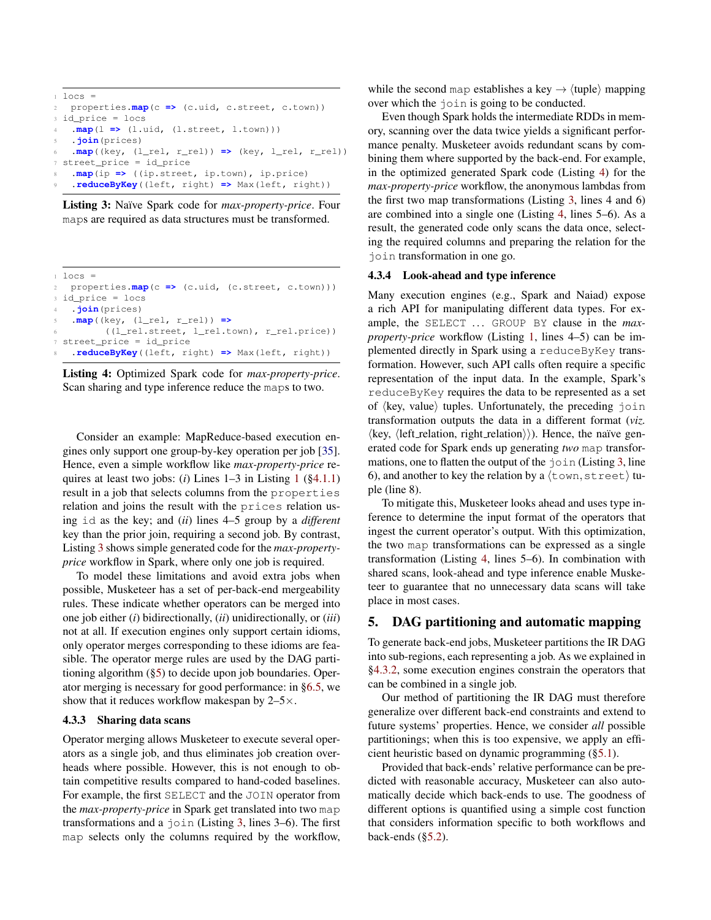```
locs =
  properties.map(c => (c.uid, c.street, c.town))
id_price = locs
  .map(l => (l.uid, (l.street, l.town)))
  .join(prices)
  .map((key, (l_rel, r_rel)) => (key, l_rel, r_rel))
street_price = id_price
  .map(ip => ((ip.street, ip.town), ip.price)
  .reduceByKey((left, right) => Max(left, right))
```

**Listing 3:** Naïve Spark code for *max-property-price*. Four maps are required as data structures must be transformed.

```
locs =
  properties.map(c => (c.uid, (c.street, c.town)))
id_price = locs
  .join(prices)
  .map((key, (l_rel, r_rel)) =>
        ((l_rel.street, l_rel.town), r_rel.price))
street_price = id_price
  .reduceByKey((left, right) => Max(left, right))
```

**Listing 4:** Optimized Spark code for *max-property-price*. Scan sharing and type inference reduce the maps to two.

Consider an example: MapReduce-based execution engines only support one group-by-key operation per job [35]. Hence, even a simple workflow like *max-property-price* requires at least two jobs: (*i*) Lines 1–3 in Listing 1 (§4.1.1) result in a job that selects columns from the properties relation and joins the result with the prices relation using id as the key; and (*ii*) lines 4–5 group by a *different* key than the prior join, requiring a second job. By contrast, Listing 3 shows simple generated code for the *max-property-price* workflow in Spark, where only one job is required.

To model these limitations and avoid extra jobs when possible, Musketeer has a set of per-back-end mergeability rules. These indicate whether operators can be merged into one job either (*i*) bidirectionally, (*ii*) unidirectionally, or (*iii*) not at all. If execution engines only support certain idioms, only operator merges corresponding to these idioms are feasible. The operator merge rules are used by the DAG partitioning algorithm (§5) to decide upon job boundaries. Operator merging is necessary for good performance: in §6.5, we show that it reduces workflow makespan by 2–5×.

#### 4.3.3 Sharing data scans

Operator merging allows Musketeer to execute several operators as a single job, and thus eliminates job creation overheads where possible. However, this is not enough to obtain competitive results compared to hand-coded baselines. For example, the first SELECT and the JOIN operator from the *max-property-price* in Spark get translated into two map transformations and a join (Listing 3, lines 3–6). The first map selects only the columns required by the workflow, while the second map establishes a key → ⟨tuple⟩ mapping over which the join is going to be conducted.

Even though Spark holds the intermediate RDDs in memory, scanning over the data twice yields a significant performance penalty. Musketeer avoids redundant scans by combining them where supported by the back-end. For example, in the optimized generated Spark code (Listing 4) for the *max-property-price* workflow, the anonymous lambdas from the first two map transformations (Listing 3, lines 4 and 6) are combined into a single one (Listing 4, lines 5–6). As a result, the generated code only scans the data once, selecting the required columns and preparing the relation for the join transformation in one go.

#### 4.3.4 Look-ahead and type inference

Many execution engines (e.g., Spark and Naiad) expose a rich API for manipulating different data types. For example, the SELECT ... GROUP BY clause in the *max-property-price* workflow (Listing 1, lines 4–5) can be implemented directly in Spark using a reduceByKey transformation. However, such API calls often require a specific representation of the input data. In the example, Spark's reduceByKey requires the data to be represented as a set of ⟨key, value⟩ tuples. Unfortunately, the preceding join transformation outputs the data in a different format (*viz.* ⟨key, ⟨left_relation, right_relation⟩⟩). Hence, the naïve generated code for Spark ends up generating *two* map transformations, one to flatten the output of the join (Listing 3, line 6), and another to key the relation by a ⟨town,street⟩ tuple (line 8).

To mitigate this, Musketeer looks ahead and uses type inference to determine the input format of the operators that ingest the current operator's output. With this optimization, the two map transformations can be expressed as a single transformation (Listing 4, lines 5–6). In combination with shared scans, look-ahead and type inference enable Musketeer to guarantee that no unnecessary data scans will take place in most cases.

## 5. DAG partitioning and automatic mapping

To generate back-end jobs, Musketeer partitions the IR DAG into sub-regions, each representing a job. As we explained in §4.3.2, some execution engines constrain the operators that can be combined in a single job.

Our method of partitioning the IR DAG must therefore generalize over different back-end constraints and extend to future systems' properties. Hence, we consider *all* possible partitionings; when this is too expensive, we apply an efficient heuristic based on dynamic programming (§5.1).

Provided that back-ends' relative performance can be predicted with reasonable accuracy, Musketeer can also automatically decide which back-ends to use. The goodness of different options is quantified using a simple cost function that considers information specific to both workflows and back-ends (§5.2).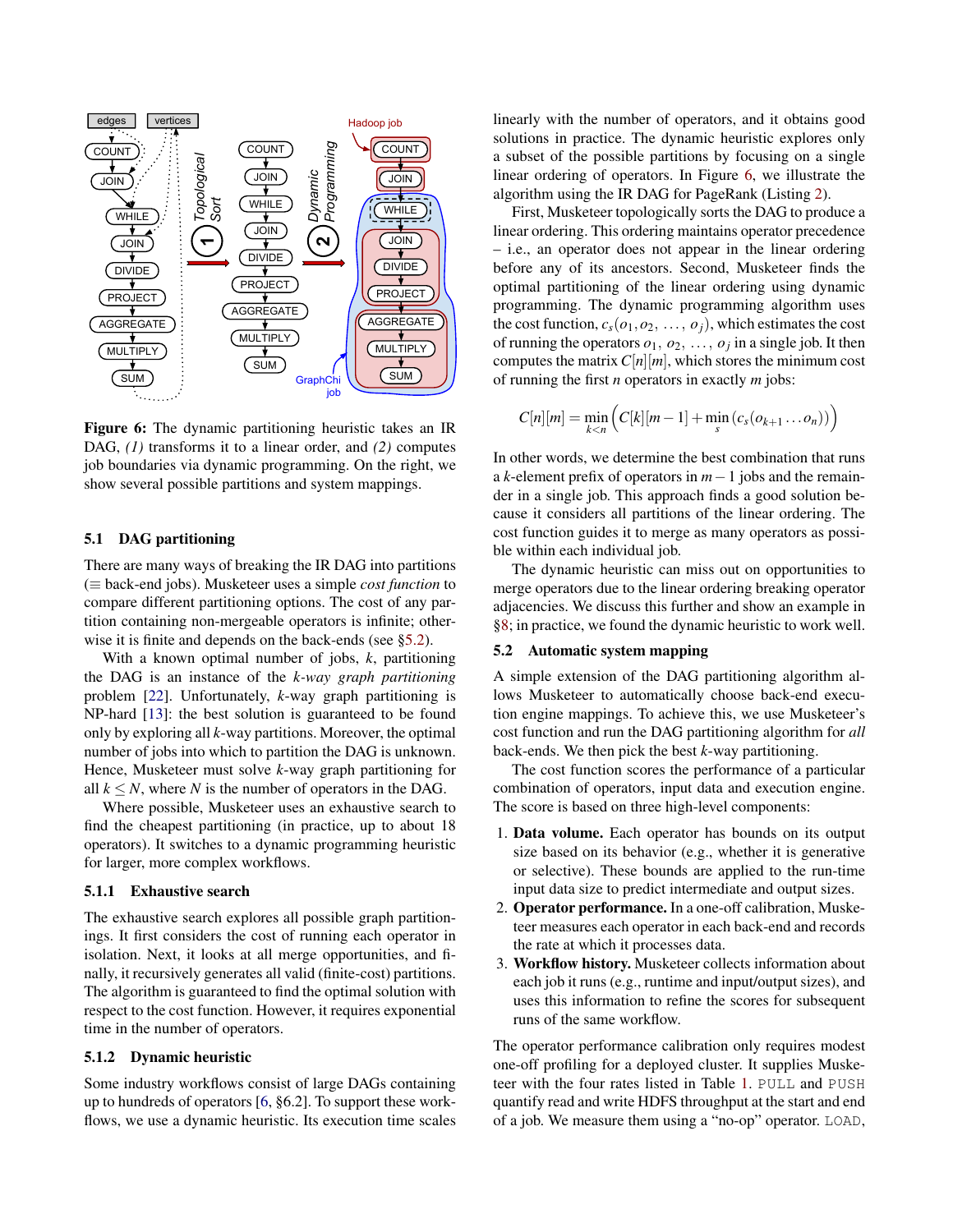**Figure 6:** The dynamic partitioning heuristic takes an IR DAG, *(1)* transforms it to a linear order, and *(2)* computes job boundaries via dynamic programming. On the right, we show several possible partitions and system mappings.

### 5.1 DAG partitioning

There are many ways of breaking the IR DAG into partitions ($\equiv$ back-end jobs). Musketeer uses a simple *cost function* to compare different partitioning options. The cost of any partition containing non-mergeable operators is infinite; otherwise it is finite and depends on the back-ends (see §5.2).

With a known optimal number of jobs, $k$, partitioning the DAG is an instance of the $k$*-way graph partitioning* problem [22]. Unfortunately, $k$-way graph partitioning is NP-hard [13]: the best solution is guaranteed to be found only by exploring all $k$-way partitions. Moreover, the optimal number of jobs into which to partition the DAG is unknown. Hence, Musketeer must solve $k$-way graph partitioning for all $k \leq N$, where $N$ is the number of operators in the DAG.

Where possible, Musketeer uses an exhaustive search to find the cheapest partitioning (in practice, up to about 18 operators). It switches to a dynamic programming heuristic for larger, more complex workflows.

#### 5.1.1 Exhaustive search

The exhaustive search explores all possible graph partitionings. It first considers the cost of running each operator in isolation. Next, it looks at all merge opportunities, and finally, it recursively generates all valid (finite-cost) partitions. The algorithm is guaranteed to find the optimal solution with respect to the cost function. However, it requires exponential time in the number of operators.

#### 5.1.2 Dynamic heuristic

Some industry workflows consist of large DAGs containing up to hundreds of operators [6, §6.2]. To support these workflows, we use a dynamic heuristic. Its execution time scales linearly with the number of operators, and it obtains good solutions in practice. The dynamic heuristic explores only a subset of the possible partitions by focusing on a single linear ordering of operators. In Figure 6, we illustrate the algorithm using the IR DAG for PageRank (Listing 2).

First, Musketeer topologically sorts the DAG to produce a linear ordering. This ordering maintains operator precedence – i.e., an operator does not appear in the linear ordering before any of its ancestors. Second, Musketeer finds the optimal partitioning of the linear ordering using dynamic programming. The dynamic programming algorithm uses the cost function, $c_s(o_1, o_2, \ldots, o_j)$, which estimates the cost of running the operators $o_1, o_2, \ldots, o_j$ in a single job. It then computes the matrix $C[n][m]$, which stores the minimum cost of running the first $n$ operators in exactly $m$ jobs:

$$C[n][m] = \min_{k<n} \left( C[k][m-1] + \min_{s} \left( c_s(o_{k+1} \ldots o_n) \right) \right)$$

In other words, we determine the best combination that runs a $k$-element prefix of operators in $m-1$ jobs and the remainder in a single job. This approach finds a good solution because it considers all partitions of the linear ordering. The cost function guides it to merge as many operators as possible within each individual job.

The dynamic heuristic can miss out on opportunities to merge operators due to the linear ordering breaking operator adjacencies. We discuss this further and show an example in §8; in practice, we found the dynamic heuristic to work well.

### 5.2 Automatic system mapping

A simple extension of the DAG partitioning algorithm allows Musketeer to automatically choose back-end execution engine mappings. To achieve this, we use Musketeer's cost function and run the DAG partitioning algorithm for *all* back-ends. We then pick the best $k$-way partitioning.

The cost function scores the performance of a particular combination of operators, input data and execution engine. The score is based on three high-level components:

1. **Data volume.** Each operator has bounds on its output size based on its behavior (e.g., whether it is generative or selective). These bounds are applied to the run-time input data size to predict intermediate and output sizes.
2. **Operator performance.** In a one-off calibration, Musketeer measures each operator in each back-end and records the rate at which it processes data.
3. **Workflow history.** Musketeer collects information about each job it runs (e.g., runtime and input/output sizes), and uses this information to refine the scores for subsequent runs of the same workflow.

The operator performance calibration only requires modest one-off profiling for a deployed cluster. It supplies Musketeer with the four rates listed in Table 1. `PULL` and `PUSH` quantify read and write HDFS throughput at the start and end of a job. We measure them using a "no-op" operator. `LOAD`,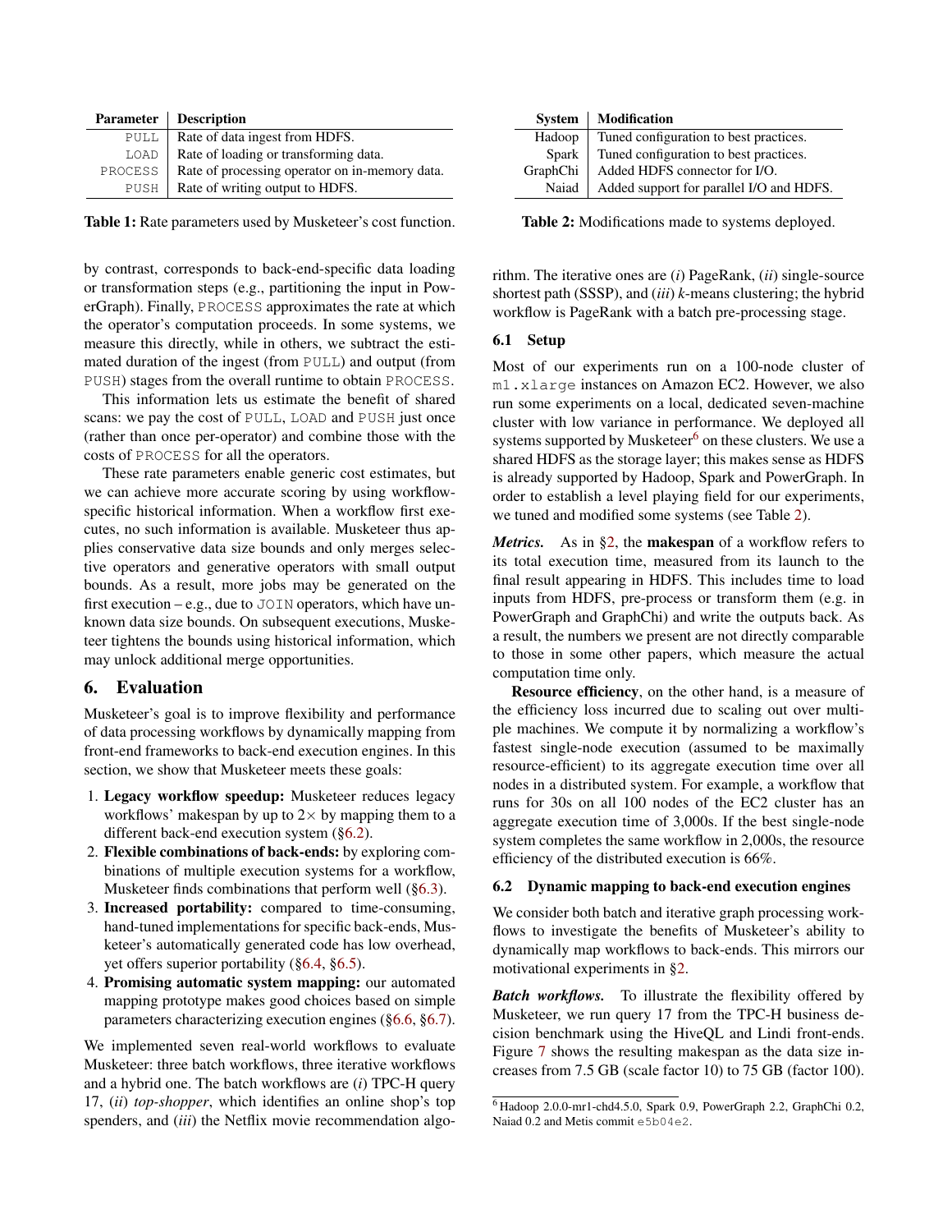| Parameter | Description |
|---|---|
| PULL | Rate of data ingest from HDFS. |
| LOAD | Rate of loading or transforming data. |
| PROCESS | Rate of processing operator on in-memory data. |
| PUSH | Rate of writing output to HDFS. |

**Table 1:** Rate parameters used by Musketeer's cost function.

by contrast, corresponds to back-end-specific data loading or transformation steps (e.g., partitioning the input in PowerGraph). Finally, PROCESS approximates the rate at which the operator's computation proceeds. In some systems, we measure this directly, while in others, we subtract the estimated duration of the ingest (from PULL) and output (from PUSH) stages from the overall runtime to obtain PROCESS.

This information lets us estimate the benefit of shared scans: we pay the cost of PULL, LOAD and PUSH just once (rather than once per-operator) and combine those with the costs of PROCESS for all the operators.

These rate parameters enable generic cost estimates, but we can achieve more accurate scoring by using workflow-specific historical information. When a workflow first executes, no such information is available. Musketeer thus applies conservative data size bounds and only merges selective operators and generative operators with small output bounds. As a result, more jobs may be generated on the first execution – e.g., due to JOIN operators, which have unknown data size bounds. On subsequent executions, Musketeer tightens the bounds using historical information, which may unlock additional merge opportunities.

## 6. Evaluation

Musketeer's goal is to improve flexibility and performance of data processing workflows by dynamically mapping from front-end frameworks to back-end execution engines. In this section, we show that Musketeer meets these goals:

1. **Legacy workflow speedup:** Musketeer reduces legacy workflows' makespan by up to 2× by mapping them to a different back-end execution system (§6.2).
2. **Flexible combinations of back-ends:** by exploring combinations of multiple execution systems for a workflow, Musketeer finds combinations that perform well (§6.3).
3. **Increased portability:** compared to time-consuming, hand-tuned implementations for specific back-ends, Musketeer's automatically generated code has low overhead, yet offers superior portability (§6.4, §6.5).
4. **Promising automatic system mapping:** our automated mapping prototype makes good choices based on simple parameters characterizing execution engines (§6.6, §6.7).

We implemented seven real-world workflows to evaluate Musketeer: three batch workflows, three iterative workflows and a hybrid one. The batch workflows are (*i*) TPC-H query 17, (*ii*) *top-shopper*, which identifies an online shop's top spenders, and (*iii*) the Netflix movie recommendation algorithm. The iterative ones are (*i*) PageRank, (*ii*) single-source shortest path (SSSP), and (*iii*) *k*-means clustering; the hybrid workflow is PageRank with a batch pre-processing stage.

| System | Modification |
|---|---|
| Hadoop | Tuned configuration to best practices. |
| Spark | Tuned configuration to best practices. |
| GraphChi | Added HDFS connector for I/O. |
| Naiad | Added support for parallel I/O and HDFS. |

**Table 2:** Modifications made to systems deployed.

### 6.1 Setup

Most of our experiments run on a 100-node cluster of m1.xlarge instances on Amazon EC2. However, we also run some experiments on a local, dedicated seven-machine cluster with low variance in performance. We deployed all systems supported by Musketeer[6] on these clusters. We use a shared HDFS as the storage layer; this makes sense as HDFS is already supported by Hadoop, Spark and PowerGraph. In order to establish a level playing field for our experiments, we tuned and modified some systems (see Table 2).

***Metrics.*** As in §2, the **makespan** of a workflow refers to its total execution time, measured from its launch to the final result appearing in HDFS. This includes time to load inputs from HDFS, pre-process or transform them (e.g. in PowerGraph and GraphChi) and write the outputs back. As a result, the numbers we present are not directly comparable to those in some other papers, which measure the actual computation time only.

**Resource efficiency**, on the other hand, is a measure of the efficiency loss incurred due to scaling out over multiple machines. We compute it by normalizing a workflow's fastest single-node execution (assumed to be maximally resource-efficient) to its aggregate execution time over all nodes in a distributed system. For example, a workflow that runs for 30s on all 100 nodes of the EC2 cluster has an aggregate execution time of 3,000s. If the best single-node system completes the same workflow in 2,000s, the resource efficiency of the distributed execution is 66%.

### 6.2 Dynamic mapping to back-end execution engines

We consider both batch and iterative graph processing workflows to investigate the benefits of Musketeer's ability to dynamically map workflows to back-ends. This mirrors our motivational experiments in §2.

***Batch workflows.*** To illustrate the flexibility offered by Musketeer, we run query 17 from the TPC-H business decision benchmark using the HiveQL and Lindi front-ends. Figure 7 shows the resulting makespan as the data size increases from 7.5 GB (scale factor 10) to 75 GB (factor 100).

[6] Hadoop 2.0.0-mr1-chd4.5.0, Spark 0.9, PowerGraph 2.2, GraphChi 0.2, Naiad 0.2 and Metis commit e5b04e2.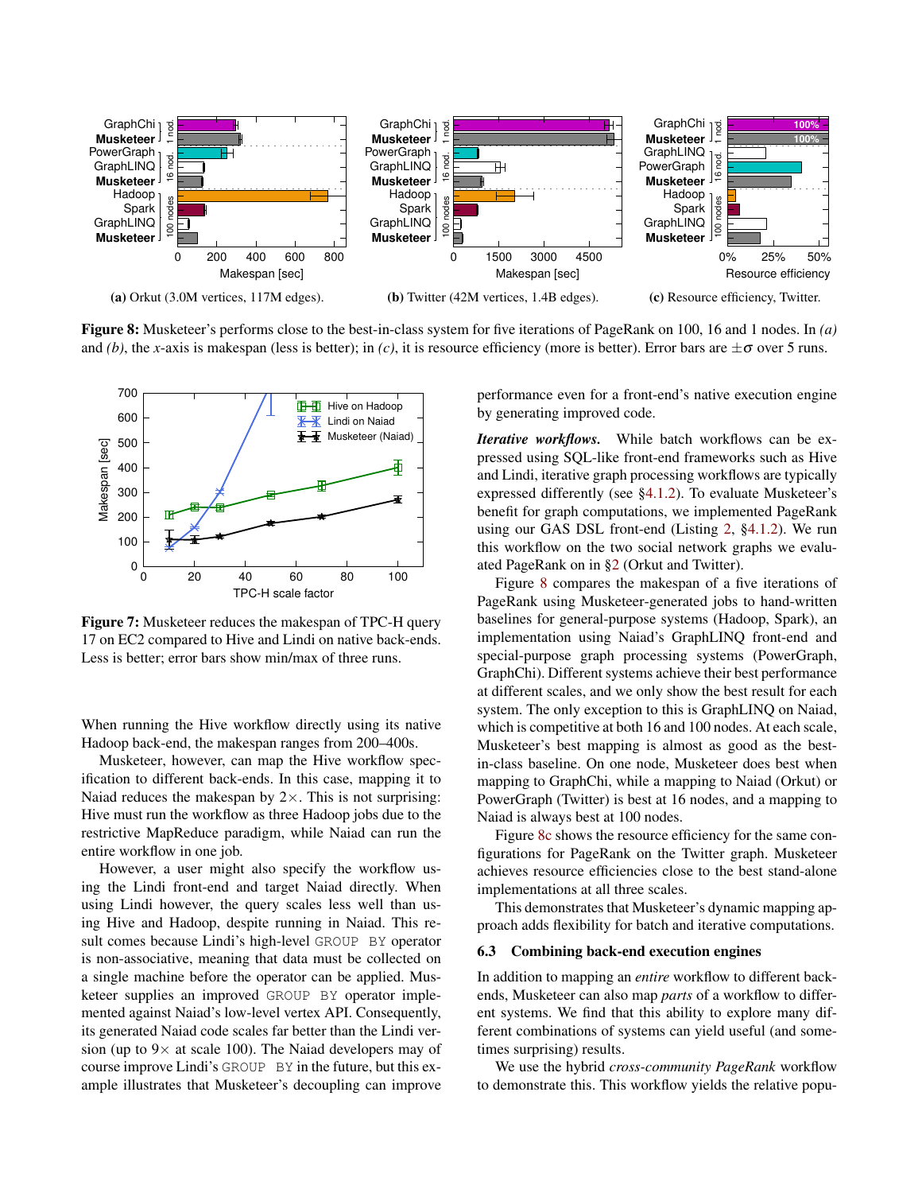**(a)** Orkut (3.0M vertices, 117M edges).

**(b)** Twitter (42M vertices, 1.4B edges).

**(c)** Resource efficiency, Twitter.

**Figure 8:** Musketeer's performs close to the best-in-class system for five iterations of PageRank on 100, 16 and 1 nodes. In *(a)* and *(b)*, the *x*-axis is makespan (less is better); in *(c)*, it is resource efficiency (more is better). Error bars are $\pm\sigma$ over 5 runs.

**Figure 7:** Musketeer reduces the makespan of TPC-H query 17 on EC2 compared to Hive and Lindi on native back-ends. Less is better; error bars show min/max of three runs.

When running the Hive workflow directly using its native Hadoop back-end, the makespan ranges from 200–400s.

Musketeer, however, can map the Hive workflow specification to different back-ends. In this case, mapping it to Naiad reduces the makespan by $2\times$. This is not surprising: Hive must run the workflow as three Hadoop jobs due to the restrictive MapReduce paradigm, while Naiad can run the entire workflow in one job.

However, a user might also specify the workflow using the Lindi front-end and target Naiad directly. When using Lindi however, the query scales less well than using Hive and Hadoop, despite running in Naiad. This result comes because Lindi's high-level `GROUP BY` operator is non-associative, meaning that data must be collected on a single machine before the operator can be applied. Musketeer supplies an improved `GROUP BY` operator implemented against Naiad's low-level vertex API. Consequently, its generated Naiad code scales far better than the Lindi version (up to $9\times$ at scale 100). The Naiad developers may of course improve Lindi's `GROUP BY` in the future, but this example illustrates that Musketeer's decoupling can improve performance even for a front-end's native execution engine by generating improved code.

***Iterative workflows.*** While batch workflows can be expressed using SQL-like front-end frameworks such as Hive and Lindi, iterative graph processing workflows are typically expressed differently (see §4.1.2). To evaluate Musketeer's benefit for graph computations, we implemented PageRank using our GAS DSL front-end (Listing 2, §4.1.2). We run this workflow on the two social network graphs we evaluated PageRank on in §2 (Orkut and Twitter).

Figure 8 compares the makespan of a five iterations of PageRank using Musketeer-generated jobs to hand-written baselines for general-purpose systems (Hadoop, Spark), an implementation using Naiad's GraphLINQ front-end and special-purpose graph processing systems (PowerGraph, GraphChi). Different systems achieve their best performance at different scales, and we only show the best result for each system. The only exception to this is GraphLINQ on Naiad, which is competitive at both 16 and 100 nodes. At each scale, Musketeer's best mapping is almost as good as the best-in-class baseline. On one node, Musketeer does best when mapping to GraphChi, while a mapping to Naiad (Orkut) or PowerGraph (Twitter) is best at 16 nodes, and a mapping to Naiad is always best at 100 nodes.

Figure 8c shows the resource efficiency for the same configurations for PageRank on the Twitter graph. Musketeer achieves resource efficiencies close to the best stand-alone implementations at all three scales.

This demonstrates that Musketeer's dynamic mapping approach adds flexibility for batch and iterative computations.

### 6.3 Combining back-end execution engines

In addition to mapping an *entire* workflow to different back-ends, Musketeer can also map *parts* of a workflow to different systems. We find that this ability to explore many different combinations of systems can yield useful (and sometimes surprising) results.

We use the hybrid *cross-community PageRank* workflow to demonstrate this. This workflow yields the relative popu-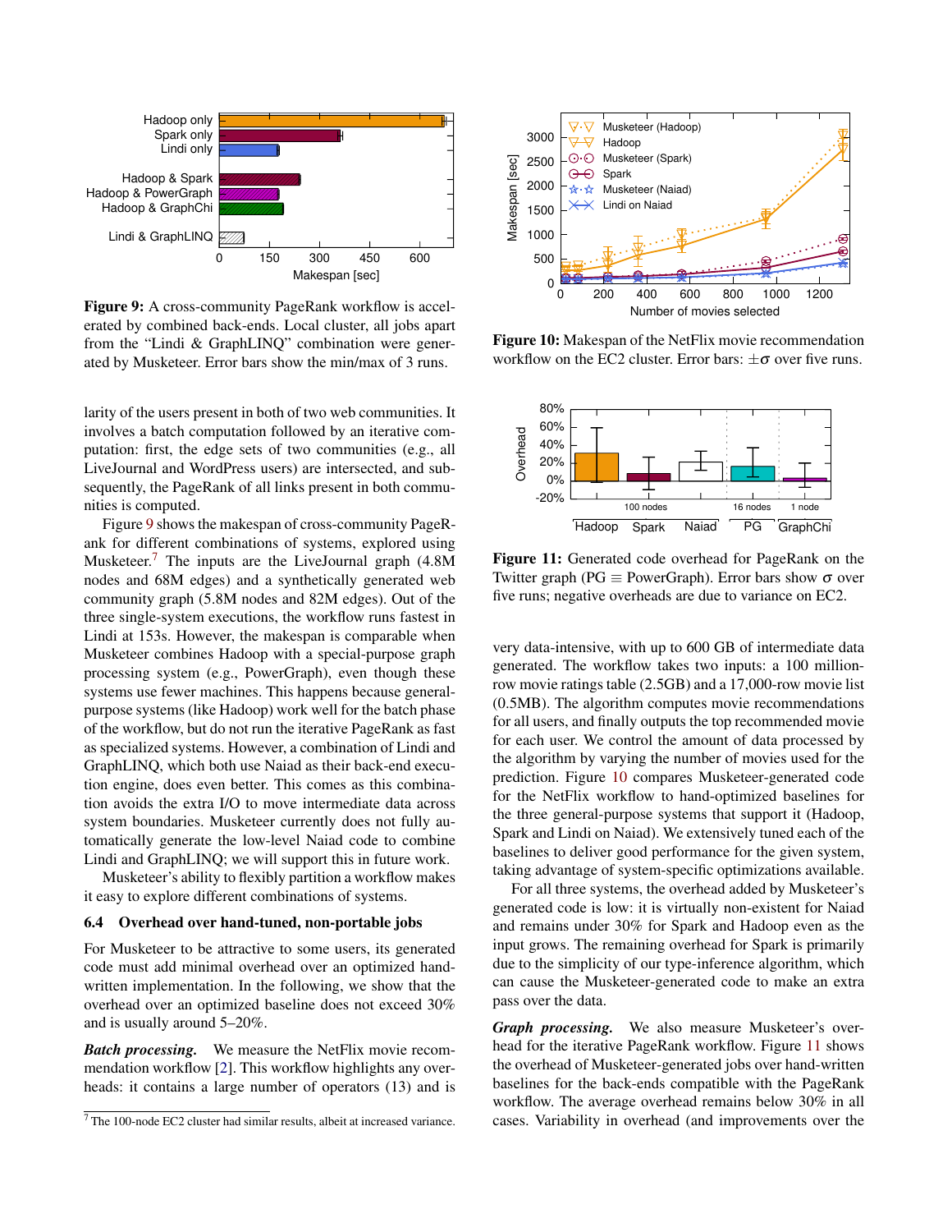**Figure 9:** A cross-community PageRank workflow is accelerated by combined back-ends. Local cluster, all jobs apart from the "Lindi & GraphLINQ" combination were generated by Musketeer. Error bars show the min/max of 3 runs.

larity of the users present in both of two web communities. It involves a batch computation followed by an iterative computation: first, the edge sets of two communities (e.g., all LiveJournal and WordPress users) are intersected, and subsequently, the PageRank of all links present in both communities is computed.

Figure 9 shows the makespan of cross-community PageRank for different combinations of systems, explored using Musketeer.[7] The inputs are the LiveJournal graph (4.8M nodes and 68M edges) and a synthetically generated web community graph (5.8M nodes and 82M edges). Out of the three single-system executions, the workflow runs fastest in Lindi at 153s. However, the makespan is comparable when Musketeer combines Hadoop with a special-purpose graph processing system (e.g., PowerGraph), even though these systems use fewer machines. This happens because general-purpose systems (like Hadoop) work well for the batch phase of the workflow, but do not run the iterative PageRank as fast as specialized systems. However, a combination of Lindi and GraphLINQ, which both use Naiad as their back-end execution engine, does even better. This comes as this combination avoids the extra I/O to move intermediate data across system boundaries. Musketeer currently does not fully automatically generate the low-level Naiad code to combine Lindi and GraphLINQ; we will support this in future work.

Musketeer's ability to flexibly partition a workflow makes it easy to explore different combinations of systems.

### 6.4 Overhead over hand-tuned, non-portable jobs

For Musketeer to be attractive to some users, its generated code must add minimal overhead over an optimized handwritten implementation. In the following, we show that the overhead over an optimized baseline does not exceed 30% and is usually around 5–20%.

***Batch processing.*** We measure the NetFlix movie recommendation workflow [2]. This workflow highlights any overheads: it contains a large number of operators (13) and is very data-intensive, with up to 600 GB of intermediate data generated. The workflow takes two inputs: a 100 million-row movie ratings table (2.5GB) and a 17,000-row movie list (0.5MB). The algorithm computes movie recommendations for all users, and finally outputs the top recommended movie for each user. We control the amount of data processed by the algorithm by varying the number of movies used for the prediction. Figure 10 compares Musketeer-generated code for the NetFlix workflow to hand-optimized baselines for the three general-purpose systems that support it (Hadoop, Spark and Lindi on Naiad). We extensively tuned each of the baselines to deliver good performance for the given system, taking advantage of system-specific optimizations available.

**Figure 10:** Makespan of the NetFlix movie recommendation workflow on the EC2 cluster. Error bars: $\pm\sigma$ over five runs.

**Figure 11:** Generated code overhead for PageRank on the Twitter graph (PG $\equiv$ PowerGraph). Error bars show $\sigma$ over five runs; negative overheads are due to variance on EC2.

For all three systems, the overhead added by Musketeer's generated code is low: it is virtually non-existent for Naiad and remains under 30% for Spark and Hadoop even as the input grows. The remaining overhead for Spark is primarily due to the simplicity of our type-inference algorithm, which can cause the Musketeer-generated code to make an extra pass over the data.

***Graph processing.*** We also measure Musketeer's overhead for the iterative PageRank workflow. Figure 11 shows the overhead of Musketeer-generated jobs over hand-written baselines for the back-ends compatible with the PageRank workflow. The average overhead remains below 30% in all cases. Variability in overhead (and improvements over the

[7] The 100-node EC2 cluster had similar results, albeit at increased variance.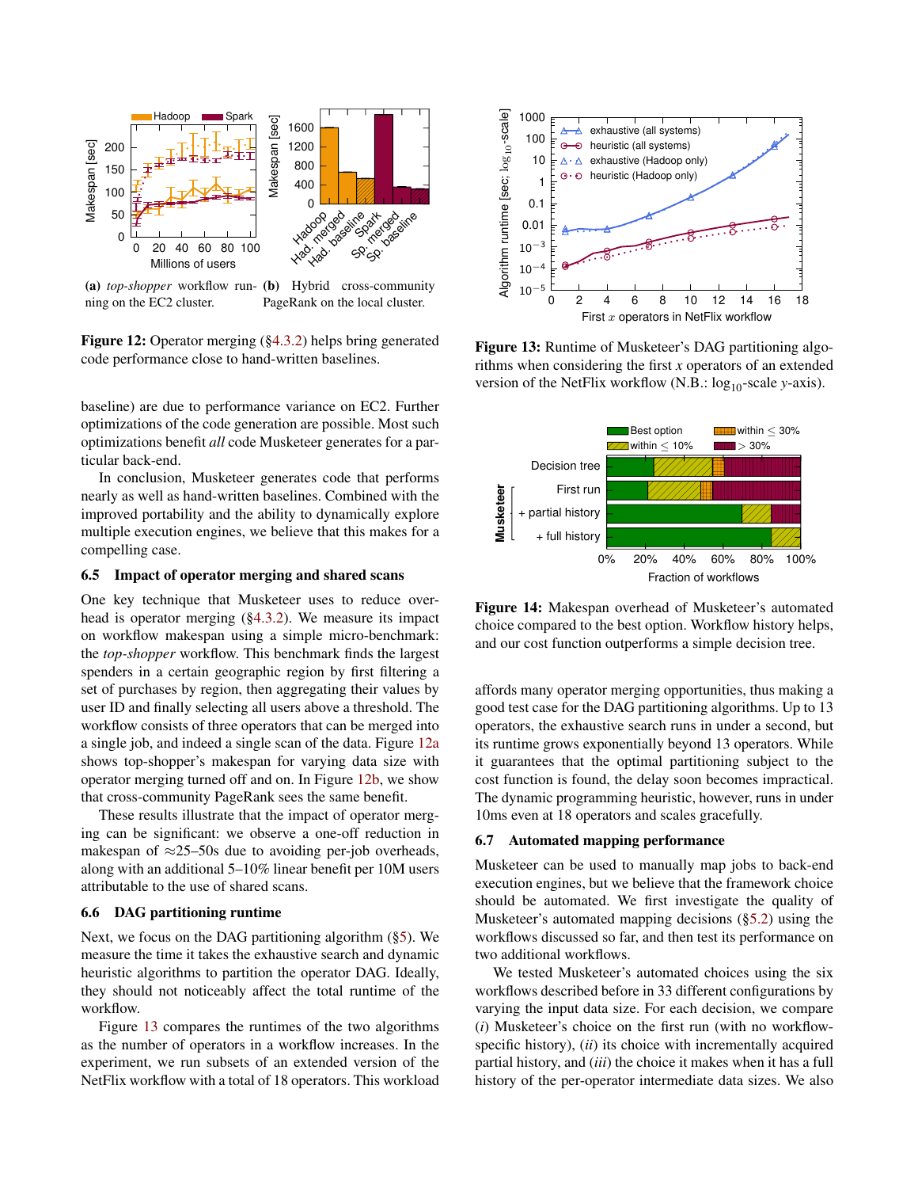**(a)** *top-shopper* workflow running on the EC2 cluster. **(b)** Hybrid cross-community PageRank on the local cluster.

**Figure 12:** Operator merging (§4.3.2) helps bring generated code performance close to hand-written baselines.

baseline) are due to performance variance on EC2. Further optimizations of the code generation are possible. Most such optimizations benefit *all* code Musketeer generates for a particular back-end.

In conclusion, Musketeer generates code that performs nearly as well as hand-written baselines. Combined with the improved portability and the ability to dynamically explore multiple execution engines, we believe that this makes for a compelling case.

### 6.5 Impact of operator merging and shared scans

One key technique that Musketeer uses to reduce overhead is operator merging (§4.3.2). We measure its impact on workflow makespan using a simple micro-benchmark: the *top-shopper* workflow. This benchmark finds the largest spenders in a certain geographic region by first filtering a set of purchases by region, then aggregating their values by user ID and finally selecting all users above a threshold. The workflow consists of three operators that can be merged into a single job, and indeed a single scan of the data. Figure 12a shows top-shopper's makespan for varying data size with operator merging turned off and on. In Figure 12b, we show that cross-community PageRank sees the same benefit.

These results illustrate that the impact of operator merging can be significant: we observe a one-off reduction in makespan of ≈25–50s due to avoiding per-job overheads, along with an additional 5–10% linear benefit per 10M users attributable to the use of shared scans.

### 6.6 DAG partitioning runtime

Next, we focus on the DAG partitioning algorithm (§5). We measure the time it takes the exhaustive search and dynamic heuristic algorithms to partition the operator DAG. Ideally, they should not noticeably affect the total runtime of the workflow.

Figure 13 compares the runtimes of the two algorithms as the number of operators in a workflow increases. In the experiment, we run subsets of an extended version of the NetFlix workflow with a total of 18 operators. This workload affords many operator merging opportunities, thus making a good test case for the DAG partitioning algorithms. Up to 13 operators, the exhaustive search runs in under a second, but its runtime grows exponentially beyond 13 operators. While it guarantees that the optimal partitioning subject to the cost function is found, the delay soon becomes impractical. The dynamic programming heuristic, however, runs in under 10ms even at 18 operators and scales gracefully.

**Figure 13:** Runtime of Musketeer's DAG partitioning algorithms when considering the first $x$ operators of an extended version of the NetFlix workflow (N.B.: $\log_{10}$-scale $y$-axis).

**Figure 14:** Makespan overhead of Musketeer's automated choice compared to the best option. Workflow history helps, and our cost function outperforms a simple decision tree.

### 6.7 Automated mapping performance

Musketeer can be used to manually map jobs to back-end execution engines, but we believe that the framework choice should be automated. We first investigate the quality of Musketeer's automated mapping decisions (§5.2) using the workflows discussed so far, and then test its performance on two additional workflows.

We tested Musketeer's automated choices using the six workflows described before in 33 different configurations by varying the input data size. For each decision, we compare (*i*) Musketeer's choice on the first run (with no workflow-specific history), (*ii*) its choice with incrementally acquired partial history, and (*iii*) the choice it makes when it has a full history of the per-operator intermediate data sizes. We also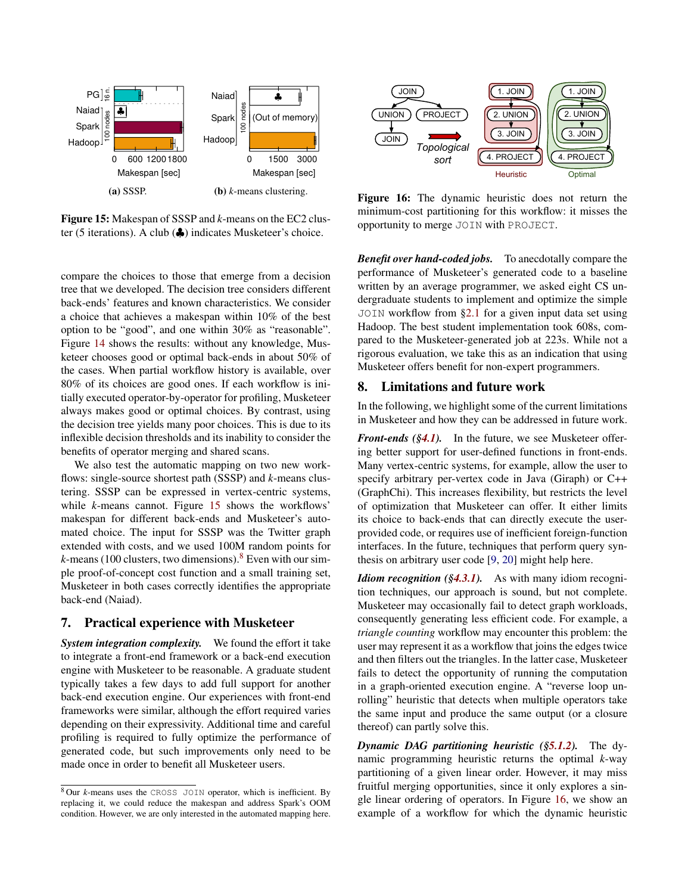**(a)** SSSP.

**(b)** $k$-means clustering.

**Figure 15:** Makespan of SSSP and $k$-means on the EC2 cluster (5 iterations). A club (♣) indicates Musketeer's choice.

compare the choices to those that emerge from a decision tree that we developed. The decision tree considers different back-ends' features and known characteristics. We consider a choice that achieves a makespan within 10% of the best option to be "good", and one within 30% as "reasonable". Figure 14 shows the results: without any knowledge, Musketeer chooses good or optimal back-ends in about 50% of the cases. When partial workflow history is available, over 80% of its choices are good ones. If each workflow is initially executed operator-by-operator for profiling, Musketeer always makes good or optimal choices. By contrast, using the decision tree yields many poor choices. This is due to its inflexible decision thresholds and its inability to consider the benefits of operator merging and shared scans.

We also test the automatic mapping on two new workflows: single-source shortest path (SSSP) and $k$-means clustering. SSSP can be expressed in vertex-centric systems, while $k$-means cannot. Figure 15 shows the workflows' makespan for different back-ends and Musketeer's automated choice. The input for SSSP was the Twitter graph extended with costs, and we used 100M random points for $k$-means (100 clusters, two dimensions).[8] Even with our simple proof-of-concept cost function and a small training set, Musketeer in both cases correctly identifies the appropriate back-end (Naiad).

## 7. Practical experience with Musketeer

***System integration complexity.*** We found the effort it take to integrate a front-end framework or a back-end execution engine with Musketeer to be reasonable. A graduate student typically takes a few days to add full support for another back-end execution engine. Our experiences with front-end frameworks were similar, although the effort required varies depending on their expressivity. Additional time and careful profiling is required to fully optimize the performance of generated code, but such improvements only need to be made once in order to benefit all Musketeer users.

[8] Our $k$-means uses the `CROSS JOIN` operator, which is inefficient. By replacing it, we could reduce the makespan and address Spark's OOM condition. However, we are only interested in the automated mapping here.

**Figure 16:** The dynamic heuristic does not return the minimum-cost partitioning for this workflow: it misses the opportunity to merge `JOIN` with `PROJECT`.

***Benefit over hand-coded jobs.*** To anecdotally compare the performance of Musketeer's generated code to a baseline written by an average programmer, we asked eight CS undergraduate students to implement and optimize the simple `JOIN` workflow from §2.1 for a given input data set using Hadoop. The best student implementation took 608s, compared to the Musketeer-generated job at 223s. While not a rigorous evaluation, we take this as an indication that using Musketeer offers benefit for non-expert programmers.

## 8. Limitations and future work

In the following, we highlight some of the current limitations in Musketeer and how they can be addressed in future work.

***Front-ends (§4.1).*** In the future, we see Musketeer offering better support for user-defined functions in front-ends. Many vertex-centric systems, for example, allow the user to specify arbitrary per-vertex code in Java (Giraph) or C++ (GraphChi). This increases flexibility, but restricts the level of optimization that Musketeer can offer. It either limits its choice to back-ends that can directly execute the user-provided code, or requires use of inefficient foreign-function interfaces. In the future, techniques that perform query synthesis on arbitrary user code [9, 20] might help here.

***Idiom recognition (§4.3.1).*** As with many idiom recognition techniques, our approach is sound, but not complete. Musketeer may occasionally fail to detect graph workloads, consequently generating less efficient code. For example, a *triangle counting* workflow may encounter this problem: the user may represent it as a workflow that joins the edges twice and then filters out the triangles. In the latter case, Musketeer fails to detect the opportunity of running the computation in a graph-oriented execution engine. A "reverse loop unrolling" heuristic that detects when multiple operators take the same input and produce the same output (or a closure thereof) can partly solve this.

***Dynamic DAG partitioning heuristic (§5.1.2).*** The dynamic programming heuristic returns the optimal $k$-way partitioning of a given linear order. However, it may miss fruitful merging opportunities, since it only explores a single linear ordering of operators. In Figure 16, we show an example of a workflow for which the dynamic heuristic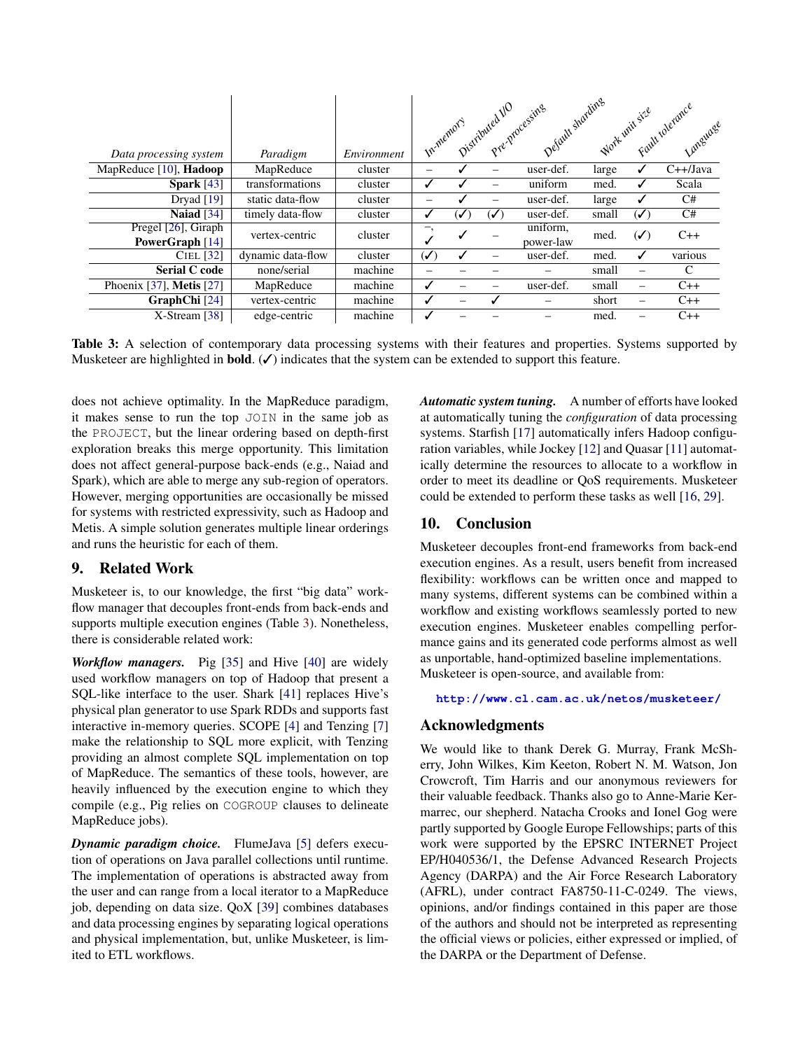| Data processing system | Paradigm | Environment | In-memory | Distributed I/O | Pre-processing | Default sharding | Work unit size | Fault tolerance | Language |
|---|---|---|---|---|---|---|---|---|---|
| MapReduce [10], **Hadoop** | MapReduce | cluster | – | ✓ | – | user-def. | large | ✓ | C++/Java |
| **Spark** [43] | transformations | cluster | ✓ | ✓ | – | uniform | med. | ✓ | Scala |
| Dryad [19] | static data-flow | cluster | – | ✓ | – | user-def. | large | ✓ | C# |
| **Naiad** [34] | timely data-flow | cluster | ✓ | (✓) | (✓) | user-def. | small | (✓) | C# |
| Pregel [26], Giraph **PowerGraph** [14] | vertex-centric | cluster | –, ✓ | ✓ | – | uniform, power-law | med. | (✓) | C++ |
| CIEL [32] | dynamic data-flow | cluster | (✓) | ✓ | – | user-def. | med. | ✓ | various |
| **Serial C code** | none/serial | machine | – | – | – | – | small | – | C |
| Phoenix [37], **Metis** [27] | MapReduce | machine | ✓ | – | – | user-def. | small | – | C++ |
| **GraphChi** [24] | vertex-centric | machine | ✓ | – | ✓ | – | short | – | C++ |
| X-Stream [38] | edge-centric | machine | ✓ | – | – | – | med. | – | C++ |

**Table 3:** A selection of contemporary data processing systems with their features and properties. Systems supported by Musketeer are highlighted in **bold**. (✓) indicates that the system can be extended to support this feature.

does not achieve optimality. In the MapReduce paradigm, it makes sense to run the top JOIN in the same job as the PROJECT, but the linear ordering based on depth-first exploration breaks this merge opportunity. This limitation does not affect general-purpose back-ends (e.g., Naiad and Spark), which are able to merge any sub-region of operators. However, merging opportunities are occasionally be missed for systems with restricted expressivity, such as Hadoop and Metis. A simple solution generates multiple linear orderings and runs the heuristic for each of them.

## 9. Related Work

Musketeer is, to our knowledge, the first "big data" workflow manager that decouples front-ends from back-ends and supports multiple execution engines (Table 3). Nonetheless, there is considerable related work:

***Workflow managers.*** Pig [35] and Hive [40] are widely used workflow managers on top of Hadoop that present a SQL-like interface to the user. Shark [41] replaces Hive's physical plan generator to use Spark RDDs and supports fast interactive in-memory queries. SCOPE [4] and Tenzing [7] make the relationship to SQL more explicit, with Tenzing providing an almost complete SQL implementation on top of MapReduce. The semantics of these tools, however, are heavily influenced by the execution engine to which they compile (e.g., Pig relies on COGROUP clauses to delineate MapReduce jobs).

***Dynamic paradigm choice.*** FlumeJava [5] defers execution of operations on Java parallel collections until runtime. The implementation of operations is abstracted away from the user and can range from a local iterator to a MapReduce job, depending on data size. QoX [39] combines databases and data processing engines by separating logical operations and physical implementation, but, unlike Musketeer, is limited to ETL workflows.

***Automatic system tuning.*** A number of efforts have looked at automatically tuning the *configuration* of data processing systems. Starfish [17] automatically infers Hadoop configuration variables, while Jockey [12] and Quasar [11] automatically determine the resources to allocate to a workflow in order to meet its deadline or QoS requirements. Musketeer could be extended to perform these tasks as well [16, 29].

## 10. Conclusion

Musketeer decouples front-end frameworks from back-end execution engines. As a result, users benefit from increased flexibility: workflows can be written once and mapped to many systems, different systems can be combined within a workflow and existing workflows seamlessly ported to new execution engines. Musketeer enables compelling performance gains and its generated code performs almost as well as unportable, hand-optimized baseline implementations. Musketeer is open-source, and available from:

**http://www.cl.cam.ac.uk/netos/musketeer/**

## Acknowledgments

We would like to thank Derek G. Murray, Frank McSherry, John Wilkes, Kim Keeton, Robert N. M. Watson, Jon Crowcroft, Tim Harris and our anonymous reviewers for their valuable feedback. Thanks also go to Anne-Marie Kermarrec, our shepherd. Natacha Crooks and Ionel Gog were partly supported by Google Europe Fellowships; parts of this work were supported by the EPSRC INTERNET Project EP/H040536/1, the Defense Advanced Research Projects Agency (DARPA) and the Air Force Research Laboratory (AFRL), under contract FA8750-11-C-0249. The views, opinions, and/or findings contained in this paper are those of the authors and should not be interpreted as representing the official views or policies, either expressed or implied, of the DARPA or the Department of Defense.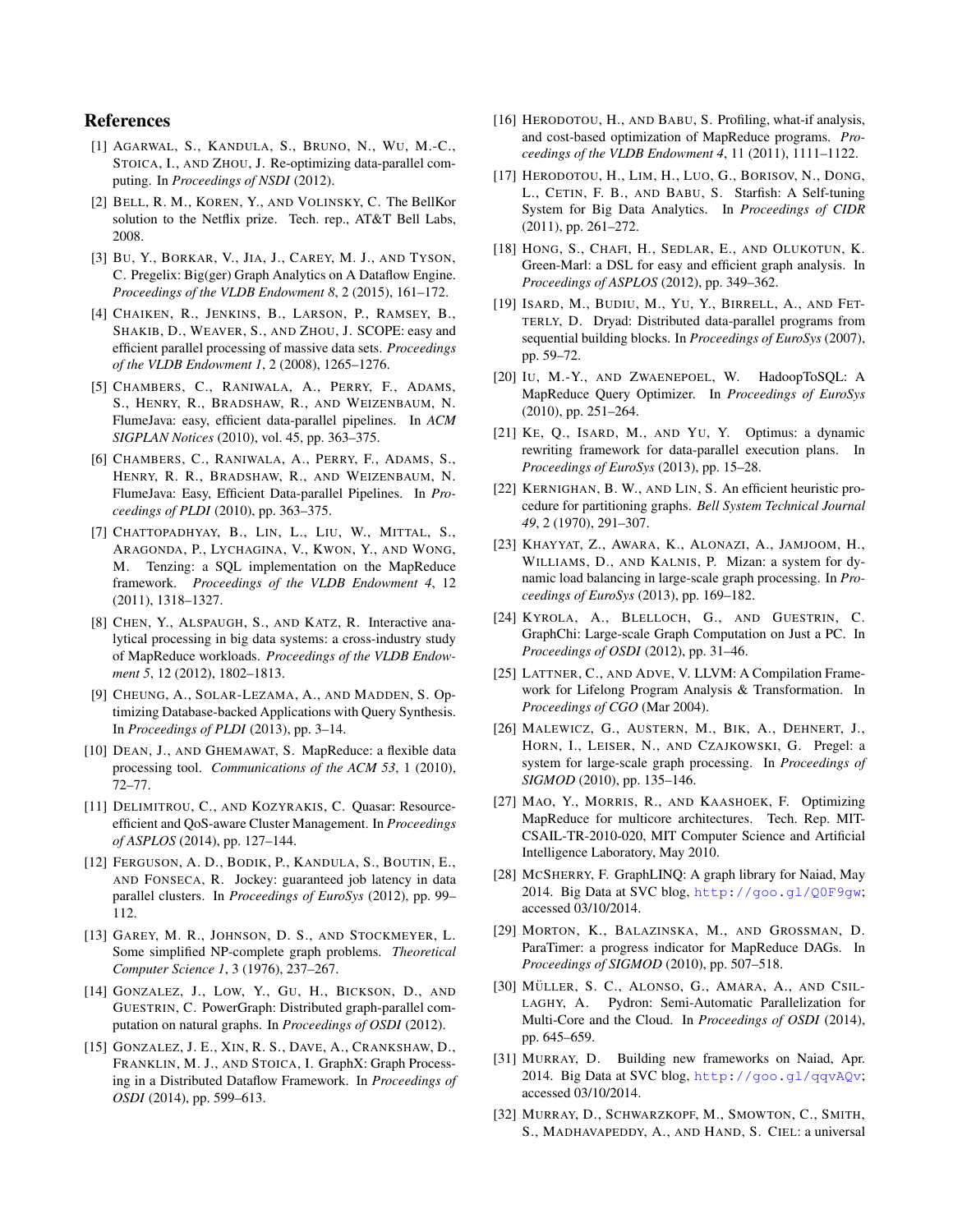## References

[1] Agarwal, S., Kandula, S., Bruno, N., Wu, M.-C., Stoica, I., and Zhou, J. Re-optimizing data-parallel computing. In *Proceedings of NSDI* (2012).

[2] Bell, R. M., Koren, Y., and Volinsky, C. The BellKor solution to the Netflix prize. Tech. rep., AT&T Bell Labs, 2008.

[3] Bu, Y., Borkar, V., Jia, J., Carey, M. J., and Tyson, C. Pregelix: Big(ger) Graph Analytics on A Dataflow Engine. *Proceedings of the VLDB Endowment 8*, 2 (2015), 161–172.

[4] Chaiken, R., Jenkins, B., Larson, P., Ramsey, B., Shakib, D., Weaver, S., and Zhou, J. SCOPE: easy and efficient parallel processing of massive data sets. *Proceedings of the VLDB Endowment 1*, 2 (2008), 1265–1276.

[5] Chambers, C., Raniwala, A., Perry, F., Adams, S., Henry, R., Bradshaw, R., and Weizenbaum, N. FlumeJava: easy, efficient data-parallel pipelines. In *ACM SIGPLAN Notices* (2010), vol. 45, pp. 363–375.

[6] Chambers, C., Raniwala, A., Perry, F., Adams, S., Henry, R. R., Bradshaw, R., and Weizenbaum, N. FlumeJava: Easy, Efficient Data-parallel Pipelines. In *Proceedings of PLDI* (2010), pp. 363–375.

[7] Chattopadhyay, B., Lin, L., Liu, W., Mittal, S., Aragonda, P., Lychagina, V., Kwon, Y., and Wong, M. Tenzing: a SQL implementation on the MapReduce framework. *Proceedings of the VLDB Endowment 4*, 12 (2011), 1318–1327.

[8] Chen, Y., Alspaugh, S., and Katz, R. Interactive analytical processing in big data systems: a cross-industry study of MapReduce workloads. *Proceedings of the VLDB Endowment 5*, 12 (2012), 1802–1813.

[9] Cheung, A., Solar-Lezama, A., and Madden, S. Optimizing Database-backed Applications with Query Synthesis. In *Proceedings of PLDI* (2013), pp. 3–14.

[10] Dean, J., and Ghemawat, S. MapReduce: a flexible data processing tool. *Communications of the ACM 53*, 1 (2010), 72–77.

[11] Delimitrou, C., and Kozyrakis, C. Quasar: Resource-efficient and QoS-aware Cluster Management. In *Proceedings of ASPLOS* (2014), pp. 127–144.

[12] Ferguson, A. D., Bodik, P., Kandula, S., Boutin, E., and Fonseca, R. Jockey: guaranteed job latency in data parallel clusters. In *Proceedings of EuroSys* (2012), pp. 99–112.

[13] Garey, M. R., Johnson, D. S., and Stockmeyer, L. Some simplified NP-complete graph problems. *Theoretical Computer Science 1*, 3 (1976), 237–267.

[14] Gonzalez, J., Low, Y., Gu, H., Bickson, D., and Guestrin, C. PowerGraph: Distributed graph-parallel computation on natural graphs. In *Proceedings of OSDI* (2012).

[15] Gonzalez, J. E., Xin, R. S., Dave, A., Crankshaw, D., Franklin, M. J., and Stoica, I. GraphX: Graph Processing in a Distributed Dataflow Framework. In *Proceedings of OSDI* (2014), pp. 599–613.

[16] Herodotou, H., and Babu, S. Profiling, what-if analysis, and cost-based optimization of MapReduce programs. *Proceedings of the VLDB Endowment 4*, 11 (2011), 1111–1122.

[17] Herodotou, H., Lim, H., Luo, G., Borisov, N., Dong, L., Cetin, F. B., and Babu, S. Starfish: A Self-tuning System for Big Data Analytics. In *Proceedings of CIDR* (2011), pp. 261–272.

[18] Hong, S., Chafi, H., Sedlar, E., and Olukotun, K. Green-Marl: a DSL for easy and efficient graph analysis. In *Proceedings of ASPLOS* (2012), pp. 349–362.

[19] Isard, M., Budiu, M., Yu, Y., Birrell, A., and Fetterly, D. Dryad: Distributed data-parallel programs from sequential building blocks. In *Proceedings of EuroSys* (2007), pp. 59–72.

[20] Iu, M.-Y., and Zwaenepoel, W. HadoopToSQL: A MapReduce Query Optimizer. In *Proceedings of EuroSys* (2010), pp. 251–264.

[21] Ke, Q., Isard, M., and Yu, Y. Optimus: a dynamic rewriting framework for data-parallel execution plans. In *Proceedings of EuroSys* (2013), pp. 15–28.

[22] Kernighan, B. W., and Lin, S. An efficient heuristic procedure for partitioning graphs. *Bell System Technical Journal 49*, 2 (1970), 291–307.

[23] Khayyat, Z., Awara, K., Alonazi, A., Jamjoom, H., Williams, D., and Kalnis, P. Mizan: a system for dynamic load balancing in large-scale graph processing. In *Proceedings of EuroSys* (2013), pp. 169–182.

[24] Kyrola, A., Blelloch, G., and Guestrin, C. GraphChi: Large-scale Graph Computation on Just a PC. In *Proceedings of OSDI* (2012), pp. 31–46.

[25] Lattner, C., and Adve, V. LLVM: A Compilation Framework for Lifelong Program Analysis & Transformation. In *Proceedings of CGO* (Mar 2004).

[26] Malewicz, G., Austern, M., Bik, A., Dehnert, J., Horn, I., Leiser, N., and Czajkowski, G. Pregel: a system for large-scale graph processing. In *Proceedings of SIGMOD* (2010), pp. 135–146.

[27] Mao, Y., Morris, R., and Kaashoek, F. Optimizing MapReduce for multicore architectures. Tech. Rep. MIT-CSAIL-TR-2010-020, MIT Computer Science and Artificial Intelligence Laboratory, May 2010.

[28] McSherry, F. GraphLINQ: A graph library for Naiad, May 2014. Big Data at SVC blog, http://goo.gl/Q0F9gw; accessed 03/10/2014.

[29] Morton, K., Balazinska, M., and Grossman, D. ParaTimer: a progress indicator for MapReduce DAGs. In *Proceedings of SIGMOD* (2010), pp. 507–518.

[30] Müller, S. C., Alonso, G., Amara, A., and Csillaghy, A. Pydron: Semi-Automatic Parallelization for Multi-Core and the Cloud. In *Proceedings of OSDI* (2014), pp. 645–659.

[31] Murray, D. Building new frameworks on Naiad, Apr. 2014. Big Data at SVC blog, http://goo.gl/qqvAQv; accessed 03/10/2014.

[32] Murray, D., Schwarzkopf, M., Smowton, C., Smith, S., Madhavapeddy, A., and Hand, S. CIEL: a universal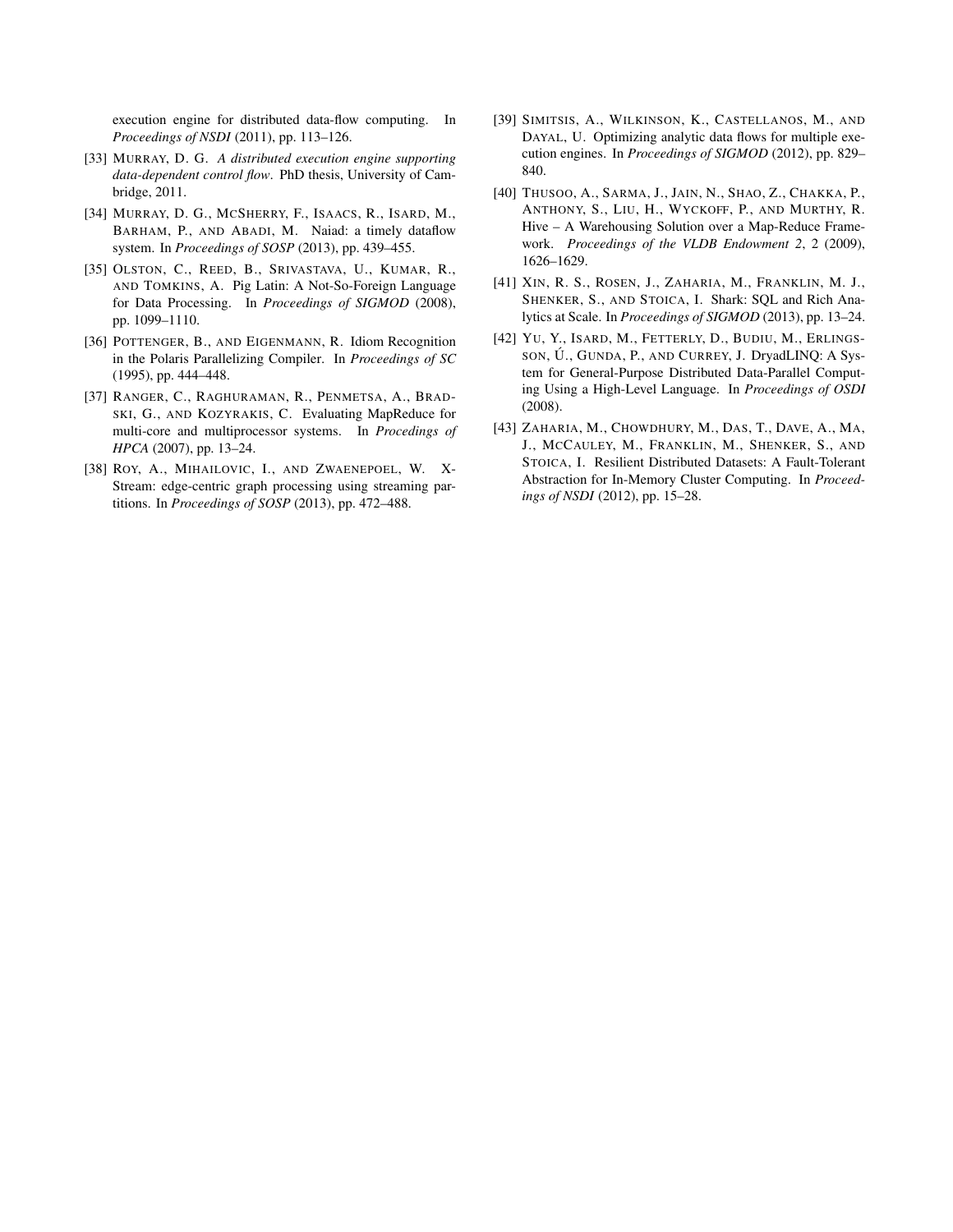execution engine for distributed data-flow computing. In *Proceedings of NSDI* (2011), pp. 113–126.

[33] MURRAY, D. G. *A distributed execution engine supporting data-dependent control flow*. PhD thesis, University of Cambridge, 2011.

[34] MURRAY, D. G., MCSHERRY, F., ISAACS, R., ISARD, M., BARHAM, P., AND ABADI, M. Naiad: a timely dataflow system. In *Proceedings of SOSP* (2013), pp. 439–455.

[35] OLSTON, C., REED, B., SRIVASTAVA, U., KUMAR, R., AND TOMKINS, A. Pig Latin: A Not-So-Foreign Language for Data Processing. In *Proceedings of SIGMOD* (2008), pp. 1099–1110.

[36] POTTENGER, B., AND EIGENMANN, R. Idiom Recognition in the Polaris Parallelizing Compiler. In *Proceedings of SC* (1995), pp. 444–448.

[37] RANGER, C., RAGHURAMAN, R., PENMETSA, A., BRADSKI, G., AND KOZYRAKIS, C. Evaluating MapReduce for multi-core and multiprocessor systems. In *Procedings of HPCA* (2007), pp. 13–24.

[38] ROY, A., MIHAILOVIC, I., AND ZWAENEPOEL, W. X-Stream: edge-centric graph processing using streaming partitions. In *Proceedings of SOSP* (2013), pp. 472–488.

[39] SIMITSIS, A., WILKINSON, K., CASTELLANOS, M., AND DAYAL, U. Optimizing analytic data flows for multiple execution engines. In *Proceedings of SIGMOD* (2012), pp. 829–840.

[40] THUSOO, A., SARMA, J., JAIN, N., SHAO, Z., CHAKKA, P., ANTHONY, S., LIU, H., WYCKOFF, P., AND MURTHY, R. Hive – A Warehousing Solution over a Map-Reduce Framework. *Proceedings of the VLDB Endowment 2*, 2 (2009), 1626–1629.

[41] XIN, R. S., ROSEN, J., ZAHARIA, M., FRANKLIN, M. J., SHENKER, S., AND STOICA, I. Shark: SQL and Rich Analytics at Scale. In *Proceedings of SIGMOD* (2013), pp. 13–24.

[42] YU, Y., ISARD, M., FETTERLY, D., BUDIU, M., ERLINGSSON, Ú., GUNDA, P., AND CURREY, J. DryadLINQ: A System for General-Purpose Distributed Data-Parallel Computing Using a High-Level Language. In *Proceedings of OSDI* (2008).

[43] ZAHARIA, M., CHOWDHURY, M., DAS, T., DAVE, A., MA, J., MCCAULEY, M., FRANKLIN, M., SHENKER, S., AND STOICA, I. Resilient Distributed Datasets: A Fault-Tolerant Abstraction for In-Memory Cluster Computing. In *Proceedings of NSDI* (2012), pp. 15–28.